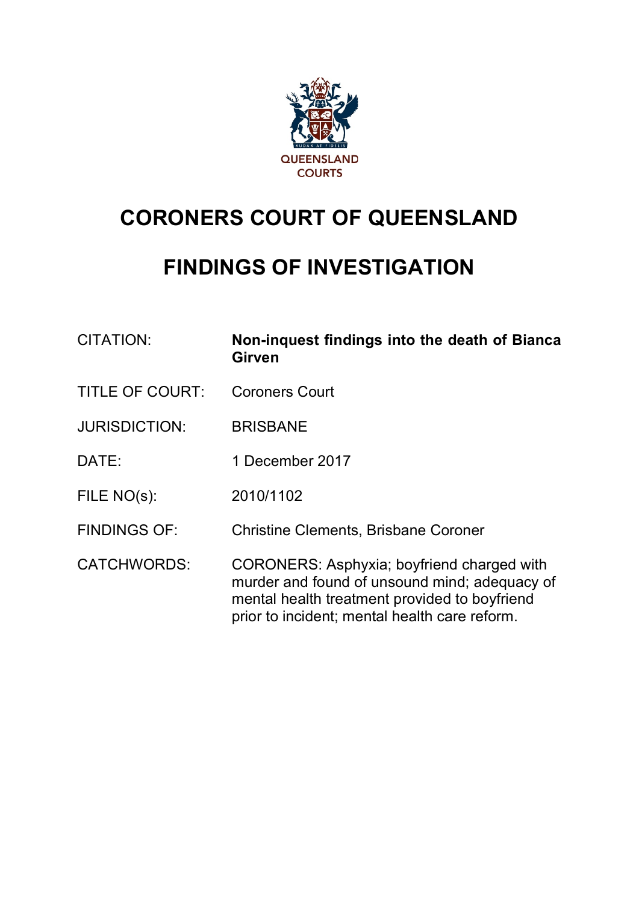QUEENSLAND COURTS

# CORONERS COURT OF QUEENSLAND

# FINDINGS OF INVESTIGATION

| | |
|---|---|
| CITATION: | **Non-inquest findings into the death of Bianca Girven** |
| TITLE OF COURT: | Coroners Court |
| JURISDICTION: | BRISBANE |
| DATE: | 1 December 2017 |
| FILE NO(s): | 2010/1102 |
| FINDINGS OF: | Christine Clements, Brisbane Coroner |
| CATCHWORDS: | CORONERS: Asphyxia; boyfriend charged with murder and found of unsound mind; adequacy of mental health treatment provided to boyfriend prior to incident; mental health care reform. |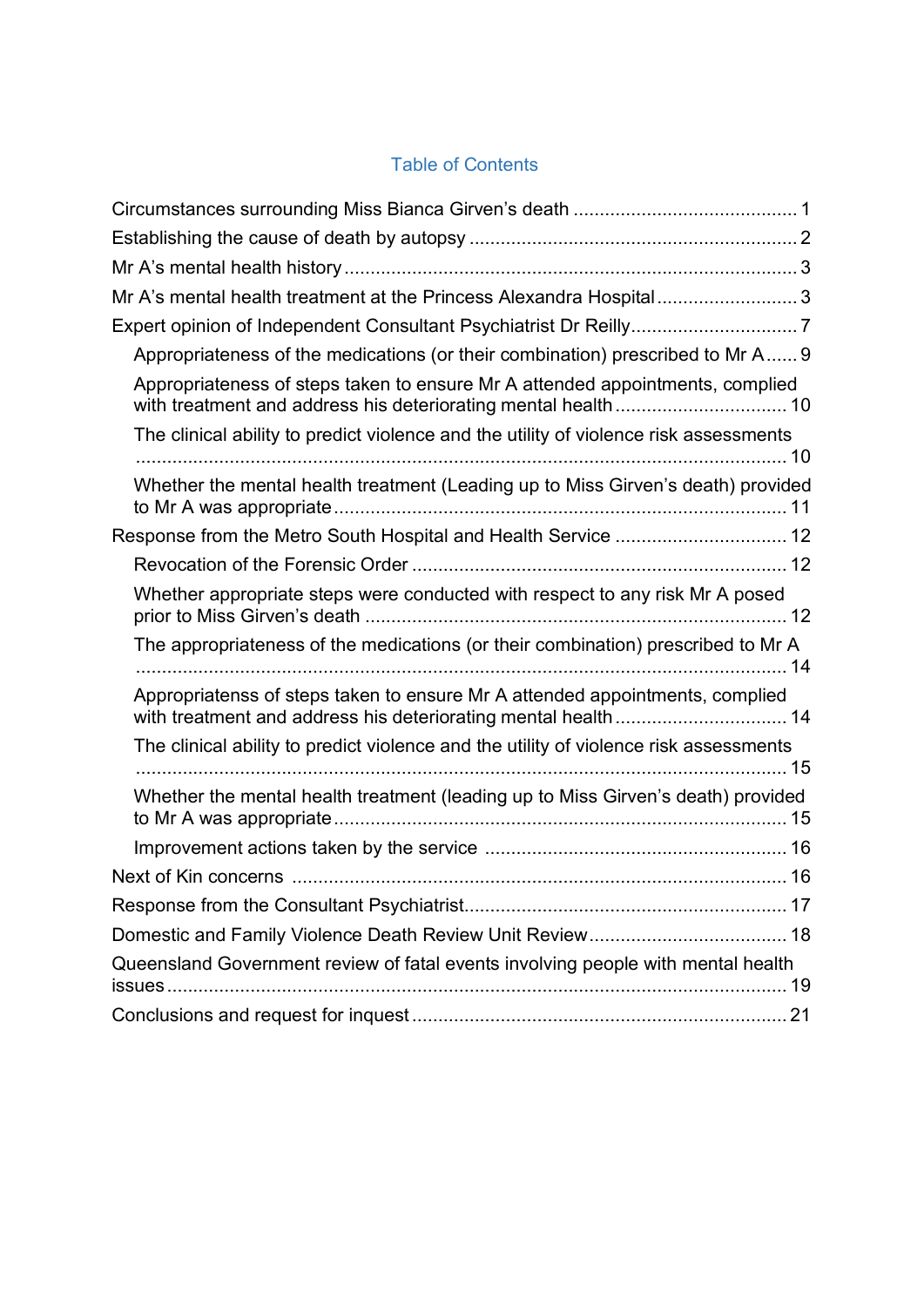# Table of Contents

Circumstances surrounding Miss Bianca Girven's death ... 1

Establishing the cause of death by autopsy ... 2

Mr A's mental health history ... 3

Mr A's mental health treatment at the Princess Alexandra Hospital ... 3

Expert opinion of Independent Consultant Psychiatrist Dr Reilly ... 7

- Appropriateness of the medications (or their combination) prescribed to Mr A ... 9
- Appropriateness of steps taken to ensure Mr A attended appointments, complied with treatment and address his deteriorating mental health ... 10
- The clinical ability to predict violence and the utility of violence risk assessments ... 10
- Whether the mental health treatment (Leading up to Miss Girven's death) provided to Mr A was appropriate ... 11

Response from the Metro South Hospital and Health Service ... 12

- Revocation of the Forensic Order ... 12
- Whether appropriate steps were conducted with respect to any risk Mr A posed prior to Miss Girven's death ... 12
- The appropriateness of the medications (or their combination) prescribed to Mr A ... 14
- Appropriatenss of steps taken to ensure Mr A attended appointments, complied with treatment and address his deteriorating mental health ... 14
- The clinical ability to predict violence and the utility of violence risk assessments ... 15
- Whether the mental health treatment (leading up to Miss Girven's death) provided to Mr A was appropriate ... 15
- Improvement actions taken by the service ... 16

Next of Kin concerns ... 16

Response from the Consultant Psychiatrist ... 17

Domestic and Family Violence Death Review Unit Review ... 18

Queensland Government review of fatal events involving people with mental health issues ... 19

Conclusions and request for inquest ... 21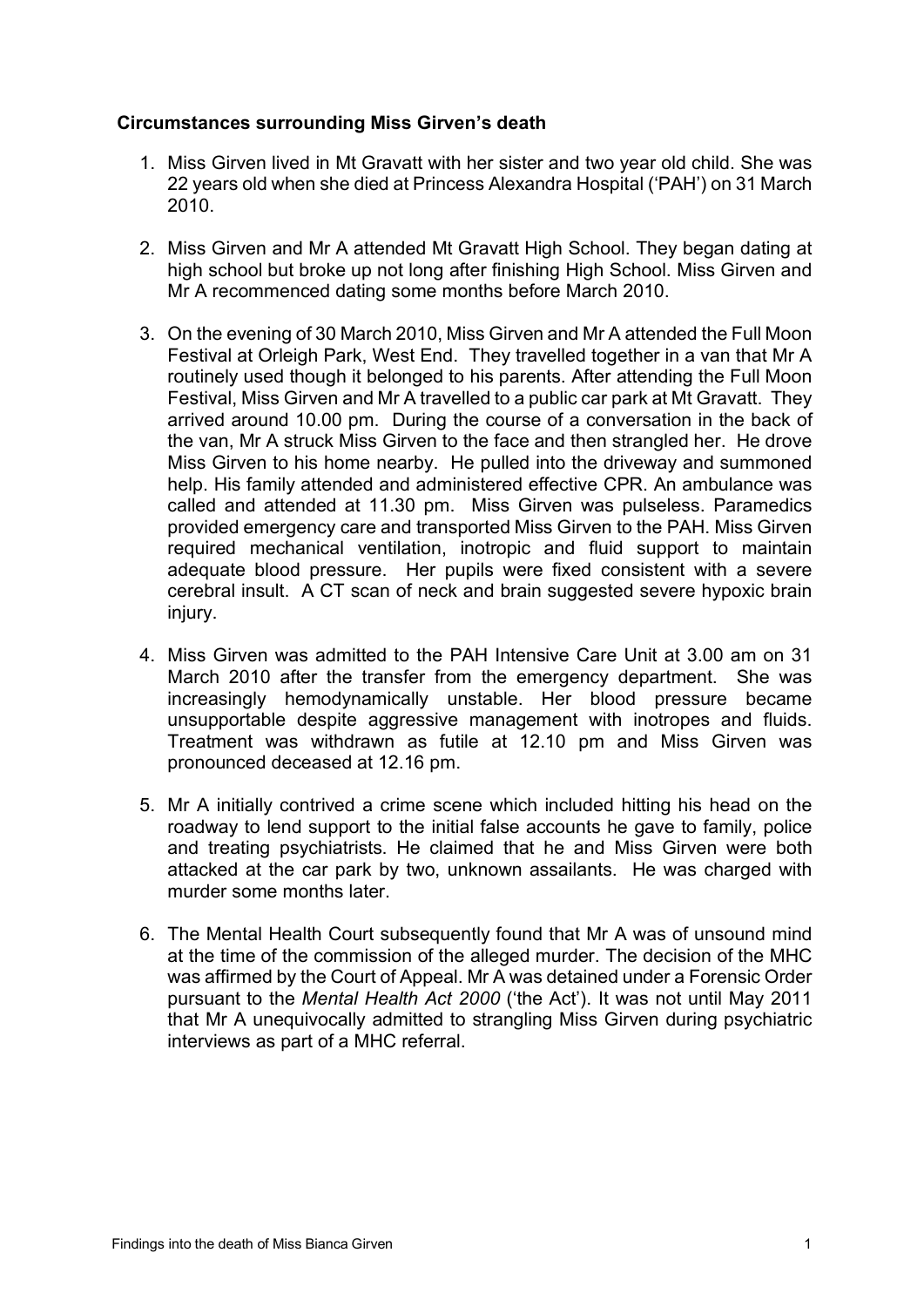### Circumstances surrounding Miss Girven's death

1. Miss Girven lived in Mt Gravatt with her sister and two year old child. She was 22 years old when she died at Princess Alexandra Hospital ('PAH') on 31 March 2010.

2. Miss Girven and Mr A attended Mt Gravatt High School. They began dating at high school but broke up not long after finishing High School. Miss Girven and Mr A recommenced dating some months before March 2010.

3. On the evening of 30 March 2010, Miss Girven and Mr A attended the Full Moon Festival at Orleigh Park, West End. They travelled together in a van that Mr A routinely used though it belonged to his parents. After attending the Full Moon Festival, Miss Girven and Mr A travelled to a public car park at Mt Gravatt. They arrived around 10.00 pm. During the course of a conversation in the back of the van, Mr A struck Miss Girven to the face and then strangled her. He drove Miss Girven to his home nearby. He pulled into the driveway and summoned help. His family attended and administered effective CPR. An ambulance was called and attended at 11.30 pm. Miss Girven was pulseless. Paramedics provided emergency care and transported Miss Girven to the PAH. Miss Girven required mechanical ventilation, inotropic and fluid support to maintain adequate blood pressure. Her pupils were fixed consistent with a severe cerebral insult. A CT scan of neck and brain suggested severe hypoxic brain injury.

4. Miss Girven was admitted to the PAH Intensive Care Unit at 3.00 am on 31 March 2010 after the transfer from the emergency department. She was increasingly hemodynamically unstable. Her blood pressure became unsupportable despite aggressive management with inotropes and fluids. Treatment was withdrawn as futile at 12.10 pm and Miss Girven was pronounced deceased at 12.16 pm.

5. Mr A initially contrived a crime scene which included hitting his head on the roadway to lend support to the initial false accounts he gave to family, police and treating psychiatrists. He claimed that he and Miss Girven were both attacked at the car park by two, unknown assailants. He was charged with murder some months later.

6. The Mental Health Court subsequently found that Mr A was of unsound mind at the time of the commission of the alleged murder. The decision of the MHC was affirmed by the Court of Appeal. Mr A was detained under a Forensic Order pursuant to the *Mental Health Act 2000* ('the Act'). It was not until May 2011 that Mr A unequivocally admitted to strangling Miss Girven during psychiatric interviews as part of a MHC referral.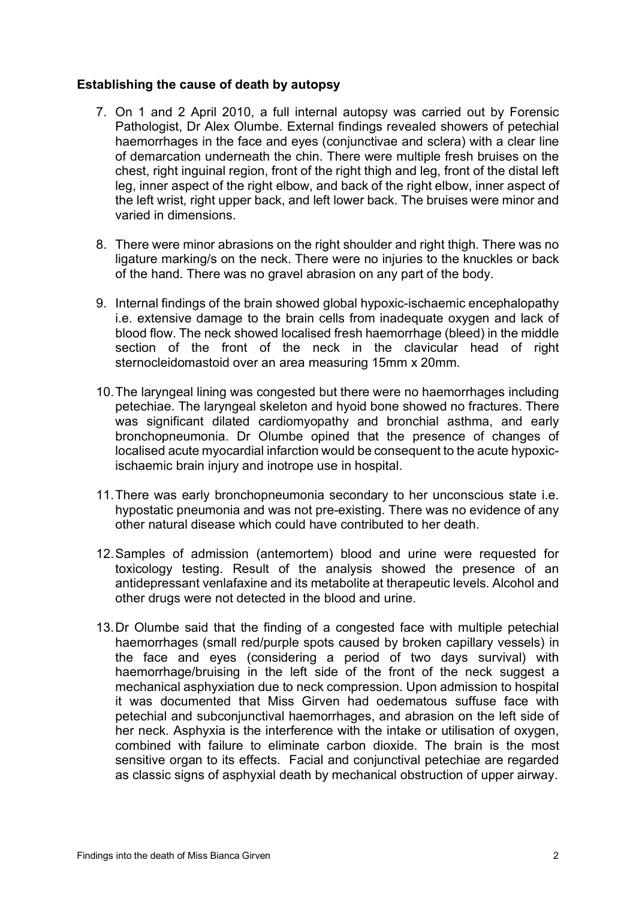**Establishing the cause of death by autopsy**

7. On 1 and 2 April 2010, a full internal autopsy was carried out by Forensic Pathologist, Dr Alex Olumbe. External findings revealed showers of petechial haemorrhages in the face and eyes (conjunctivae and sclera) with a clear line of demarcation underneath the chin. There were multiple fresh bruises on the chest, right inguinal region, front of the right thigh and leg, front of the distal left leg, inner aspect of the right elbow, and back of the right elbow, inner aspect of the left wrist, right upper back, and left lower back. The bruises were minor and varied in dimensions.

8. There were minor abrasions on the right shoulder and right thigh. There was no ligature marking/s on the neck. There were no injuries to the knuckles or back of the hand. There was no gravel abrasion on any part of the body.

9. Internal findings of the brain showed global hypoxic-ischaemic encephalopathy i.e. extensive damage to the brain cells from inadequate oxygen and lack of blood flow. The neck showed localised fresh haemorrhage (bleed) in the middle section of the front of the neck in the clavicular head of right sternocleidomastoid over an area measuring 15mm x 20mm.

10. The laryngeal lining was congested but there were no haemorrhages including petechiae. The laryngeal skeleton and hyoid bone showed no fractures. There was significant dilated cardiomyopathy and bronchial asthma, and early bronchopneumonia. Dr Olumbe opined that the presence of changes of localised acute myocardial infarction would be consequent to the acute hypoxic-ischaemic brain injury and inotrope use in hospital.

11. There was early bronchopneumonia secondary to her unconscious state i.e. hypostatic pneumonia and was not pre-existing. There was no evidence of any other natural disease which could have contributed to her death.

12. Samples of admission (antemortem) blood and urine were requested for toxicology testing. Result of the analysis showed the presence of an antidepressant venlafaxine and its metabolite at therapeutic levels. Alcohol and other drugs were not detected in the blood and urine.

13. Dr Olumbe said that the finding of a congested face with multiple petechial haemorrhages (small red/purple spots caused by broken capillary vessels) in the face and eyes (considering a period of two days survival) with haemorrhage/bruising in the left side of the front of the neck suggest a mechanical asphyxiation due to neck compression. Upon admission to hospital it was documented that Miss Girven had oedematous suffuse face with petechial and subconjunctival haemorrhages, and abrasion on the left side of her neck. Asphyxia is the interference with the intake or utilisation of oxygen, combined with failure to eliminate carbon dioxide. The brain is the most sensitive organ to its effects. Facial and conjunctival petechiae are regarded as classic signs of asphyxial death by mechanical obstruction of upper airway.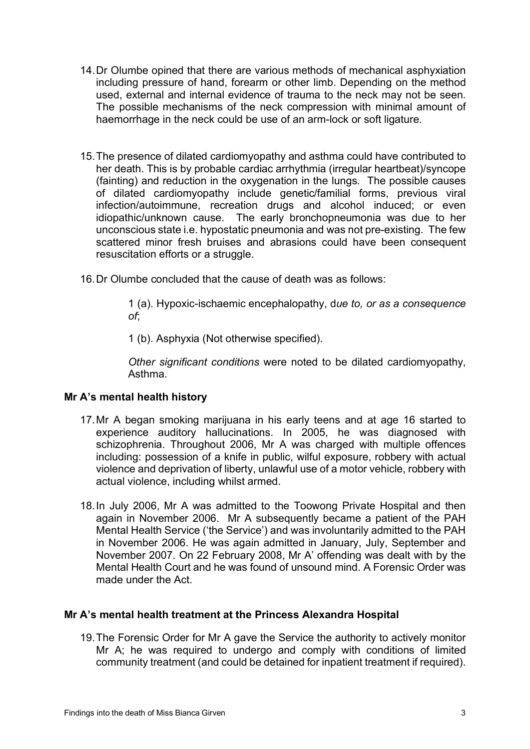14. Dr Olumbe opined that there are various methods of mechanical asphyxiation including pressure of hand, forearm or other limb. Depending on the method used, external and internal evidence of trauma to the neck may not be seen. The possible mechanisms of the neck compression with minimal amount of haemorrhage in the neck could be use of an arm-lock or soft ligature.

15. The presence of dilated cardiomyopathy and asthma could have contributed to her death. This is by probable cardiac arrhythmia (irregular heartbeat)/syncope (fainting) and reduction in the oxygenation in the lungs. The possible causes of dilated cardiomyopathy include genetic/familial forms, previous viral infection/autoimmune, recreation drugs and alcohol induced; or even idiopathic/unknown cause. The early bronchopneumonia was due to her unconscious state i.e. hypostatic pneumonia and was not pre-existing. The few scattered minor fresh bruises and abrasions could have been consequent resuscitation efforts or a struggle.

16. Dr Olumbe concluded that the cause of death was as follows:

    1 (a). Hypoxic-ischaemic encephalopathy, d*ue to, or as a consequence of*;

    1 (b). Asphyxia (Not otherwise specified).

    *Other significant conditions* were noted to be dilated cardiomyopathy, Asthma.

**Mr A's mental health history**

17. Mr A began smoking marijuana in his early teens and at age 16 started to experience auditory hallucinations. In 2005, he was diagnosed with schizophrenia. Throughout 2006, Mr A was charged with multiple offences including: possession of a knife in public, wilful exposure, robbery with actual violence and deprivation of liberty, unlawful use of a motor vehicle, robbery with actual violence, including whilst armed.

18. In July 2006, Mr A was admitted to the Toowong Private Hospital and then again in November 2006. Mr A subsequently became a patient of the PAH Mental Health Service ('the Service') and was involuntarily admitted to the PAH in November 2006. He was again admitted in January, July, September and November 2007. On 22 February 2008, Mr A' offending was dealt with by the Mental Health Court and he was found of unsound mind. A Forensic Order was made under the Act.

**Mr A's mental health treatment at the Princess Alexandra Hospital**

19. The Forensic Order for Mr A gave the Service the authority to actively monitor Mr A; he was required to undergo and comply with conditions of limited community treatment (and could be detained for inpatient treatment if required).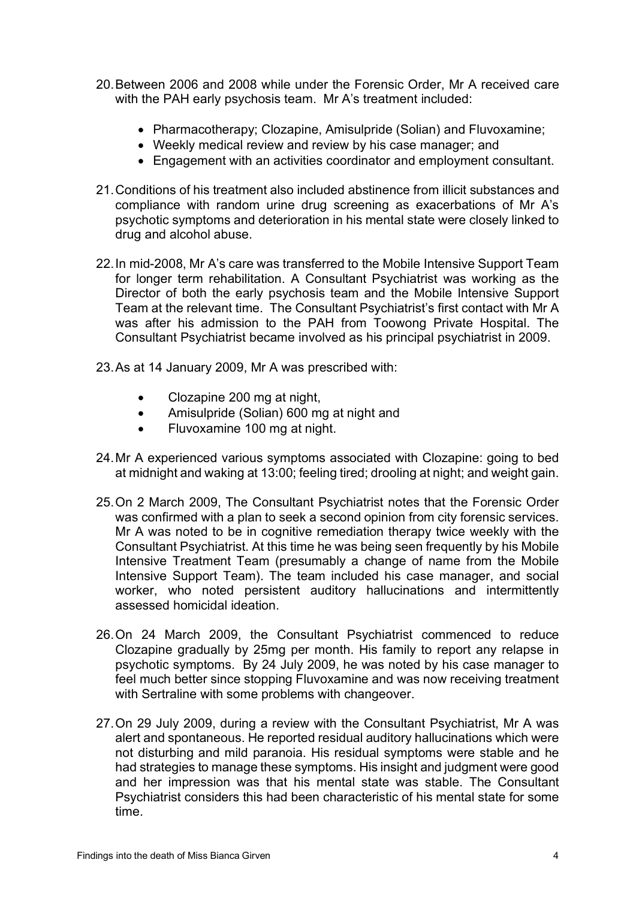20. Between 2006 and 2008 while under the Forensic Order, Mr A received care with the PAH early psychosis team. Mr A's treatment included:

    - Pharmacotherapy; Clozapine, Amisulpride (Solian) and Fluvoxamine;
    - Weekly medical review and review by his case manager; and
    - Engagement with an activities coordinator and employment consultant.

21. Conditions of his treatment also included abstinence from illicit substances and compliance with random urine drug screening as exacerbations of Mr A's psychotic symptoms and deterioration in his mental state were closely linked to drug and alcohol abuse.

22. In mid-2008, Mr A's care was transferred to the Mobile Intensive Support Team for longer term rehabilitation. A Consultant Psychiatrist was working as the Director of both the early psychosis team and the Mobile Intensive Support Team at the relevant time. The Consultant Psychiatrist's first contact with Mr A was after his admission to the PAH from Toowong Private Hospital. The Consultant Psychiatrist became involved as his principal psychiatrist in 2009.

23. As at 14 January 2009, Mr A was prescribed with:

    - Clozapine 200 mg at night,
    - Amisulpride (Solian) 600 mg at night and
    - Fluvoxamine 100 mg at night.

24. Mr A experienced various symptoms associated with Clozapine: going to bed at midnight and waking at 13:00; feeling tired; drooling at night; and weight gain.

25. On 2 March 2009, The Consultant Psychiatrist notes that the Forensic Order was confirmed with a plan to seek a second opinion from city forensic services. Mr A was noted to be in cognitive remediation therapy twice weekly with the Consultant Psychiatrist. At this time he was being seen frequently by his Mobile Intensive Treatment Team (presumably a change of name from the Mobile Intensive Support Team). The team included his case manager, and social worker, who noted persistent auditory hallucinations and intermittently assessed homicidal ideation.

26. On 24 March 2009, the Consultant Psychiatrist commenced to reduce Clozapine gradually by 25mg per month. His family to report any relapse in psychotic symptoms. By 24 July 2009, he was noted by his case manager to feel much better since stopping Fluvoxamine and was now receiving treatment with Sertraline with some problems with changeover.

27. On 29 July 2009, during a review with the Consultant Psychiatrist, Mr A was alert and spontaneous. He reported residual auditory hallucinations which were not disturbing and mild paranoia. His residual symptoms were stable and he had strategies to manage these symptoms. His insight and judgment were good and her impression was that his mental state was stable. The Consultant Psychiatrist considers this had been characteristic of his mental state for some time.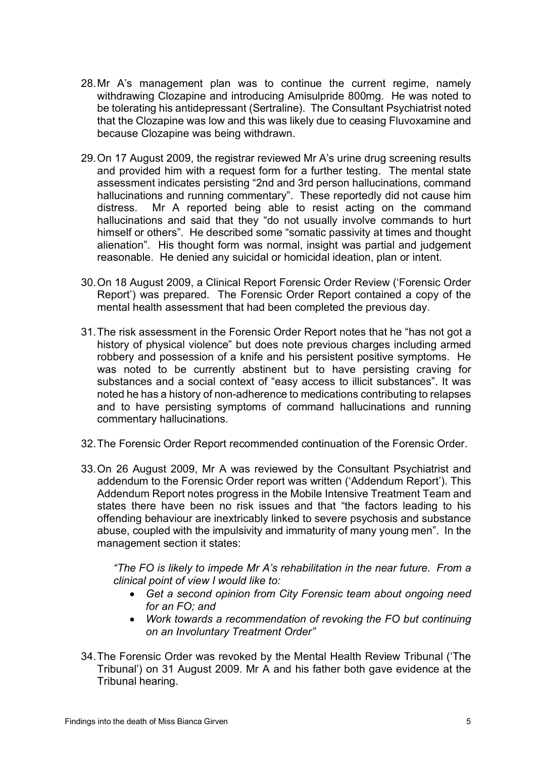28. Mr A's management plan was to continue the current regime, namely withdrawing Clozapine and introducing Amisulpride 800mg. He was noted to be tolerating his antidepressant (Sertraline). The Consultant Psychiatrist noted that the Clozapine was low and this was likely due to ceasing Fluvoxamine and because Clozapine was being withdrawn.

29. On 17 August 2009, the registrar reviewed Mr A's urine drug screening results and provided him with a request form for a further testing. The mental state assessment indicates persisting "2nd and 3rd person hallucinations, command hallucinations and running commentary". These reportedly did not cause him distress. Mr A reported being able to resist acting on the command hallucinations and said that they "do not usually involve commands to hurt himself or others". He described some "somatic passivity at times and thought alienation". His thought form was normal, insight was partial and judgement reasonable. He denied any suicidal or homicidal ideation, plan or intent.

30. On 18 August 2009, a Clinical Report Forensic Order Review ('Forensic Order Report') was prepared. The Forensic Order Report contained a copy of the mental health assessment that had been completed the previous day.

31. The risk assessment in the Forensic Order Report notes that he "has not got a history of physical violence" but does note previous charges including armed robbery and possession of a knife and his persistent positive symptoms. He was noted to be currently abstinent but to have persisting craving for substances and a social context of "easy access to illicit substances". It was noted he has a history of non-adherence to medications contributing to relapses and to have persisting symptoms of command hallucinations and running commentary hallucinations.

32. The Forensic Order Report recommended continuation of the Forensic Order.

33. On 26 August 2009, Mr A was reviewed by the Consultant Psychiatrist and addendum to the Forensic Order report was written ('Addendum Report'). This Addendum Report notes progress in the Mobile Intensive Treatment Team and states there have been no risk issues and that "the factors leading to his offending behaviour are inextricably linked to severe psychosis and substance abuse, coupled with the impulsivity and immaturity of many young men". In the management section it states:

    *"The FO is likely to impede Mr A's rehabilitation in the near future. From a clinical point of view I would like to:*
    - *Get a second opinion from City Forensic team about ongoing need for an FO; and*
    - *Work towards a recommendation of revoking the FO but continuing on an Involuntary Treatment Order"*

34. The Forensic Order was revoked by the Mental Health Review Tribunal ('The Tribunal') on 31 August 2009. Mr A and his father both gave evidence at the Tribunal hearing.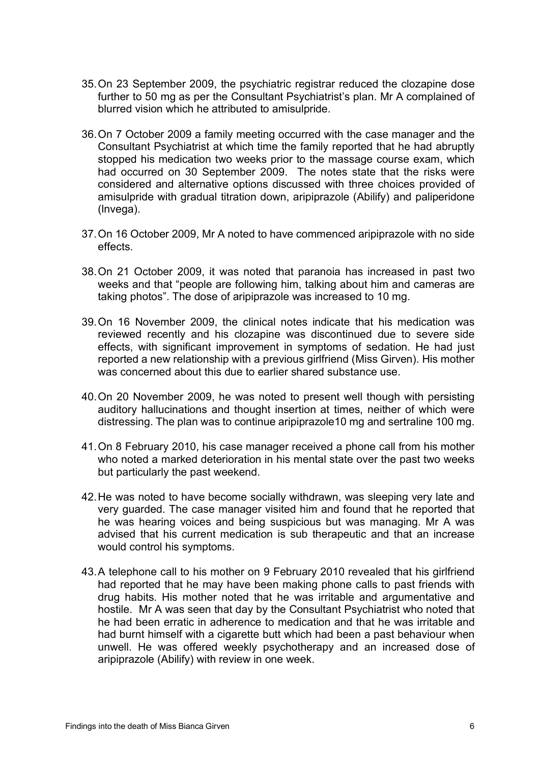35. On 23 September 2009, the psychiatric registrar reduced the clozapine dose further to 50 mg as per the Consultant Psychiatrist's plan. Mr A complained of blurred vision which he attributed to amisulpride.

36. On 7 October 2009 a family meeting occurred with the case manager and the Consultant Psychiatrist at which time the family reported that he had abruptly stopped his medication two weeks prior to the massage course exam, which had occurred on 30 September 2009. The notes state that the risks were considered and alternative options discussed with three choices provided of amisulpride with gradual titration down, aripiprazole (Abilify) and paliperidone (Invega).

37. On 16 October 2009, Mr A noted to have commenced aripiprazole with no side effects.

38. On 21 October 2009, it was noted that paranoia has increased in past two weeks and that "people are following him, talking about him and cameras are taking photos". The dose of aripiprazole was increased to 10 mg.

39. On 16 November 2009, the clinical notes indicate that his medication was reviewed recently and his clozapine was discontinued due to severe side effects, with significant improvement in symptoms of sedation. He had just reported a new relationship with a previous girlfriend (Miss Girven). His mother was concerned about this due to earlier shared substance use.

40. On 20 November 2009, he was noted to present well though with persisting auditory hallucinations and thought insertion at times, neither of which were distressing. The plan was to continue aripiprazole10 mg and sertraline 100 mg.

41. On 8 February 2010, his case manager received a phone call from his mother who noted a marked deterioration in his mental state over the past two weeks but particularly the past weekend.

42. He was noted to have become socially withdrawn, was sleeping very late and very guarded. The case manager visited him and found that he reported that he was hearing voices and being suspicious but was managing. Mr A was advised that his current medication is sub therapeutic and that an increase would control his symptoms.

43. A telephone call to his mother on 9 February 2010 revealed that his girlfriend had reported that he may have been making phone calls to past friends with drug habits. His mother noted that he was irritable and argumentative and hostile. Mr A was seen that day by the Consultant Psychiatrist who noted that he had been erratic in adherence to medication and that he was irritable and had burnt himself with a cigarette butt which had been a past behaviour when unwell. He was offered weekly psychotherapy and an increased dose of aripiprazole (Abilify) with review in one week.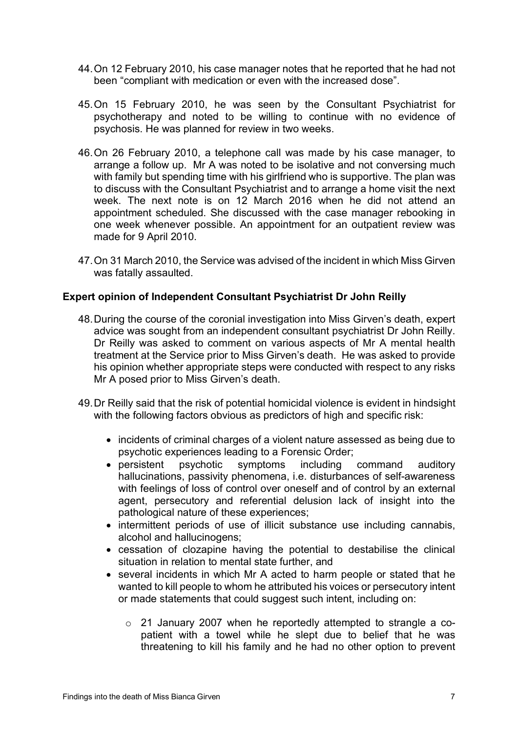44. On 12 February 2010, his case manager notes that he reported that he had not been "compliant with medication or even with the increased dose".

45. On 15 February 2010, he was seen by the Consultant Psychiatrist for psychotherapy and noted to be willing to continue with no evidence of psychosis. He was planned for review in two weeks.

46. On 26 February 2010, a telephone call was made by his case manager, to arrange a follow up. Mr A was noted to be isolative and not conversing much with family but spending time with his girlfriend who is supportive. The plan was to discuss with the Consultant Psychiatrist and to arrange a home visit the next week. The next note is on 12 March 2016 when he did not attend an appointment scheduled. She discussed with the case manager rebooking in one week whenever possible. An appointment for an outpatient review was made for 9 April 2010.

47. On 31 March 2010, the Service was advised of the incident in which Miss Girven was fatally assaulted.

**Expert opinion of Independent Consultant Psychiatrist Dr John Reilly**

48. During the course of the coronial investigation into Miss Girven's death, expert advice was sought from an independent consultant psychiatrist Dr John Reilly. Dr Reilly was asked to comment on various aspects of Mr A mental health treatment at the Service prior to Miss Girven's death. He was asked to provide his opinion whether appropriate steps were conducted with respect to any risks Mr A posed prior to Miss Girven's death.

49. Dr Reilly said that the risk of potential homicidal violence is evident in hindsight with the following factors obvious as predictors of high and specific risk:

    - incidents of criminal charges of a violent nature assessed as being due to psychotic experiences leading to a Forensic Order;
    - persistent psychotic symptoms including command auditory hallucinations, passivity phenomena, i.e. disturbances of self-awareness with feelings of loss of control over oneself and of control by an external agent, persecutory and referential delusion lack of insight into the pathological nature of these experiences;
    - intermittent periods of use of illicit substance use including cannabis, alcohol and hallucinogens;
    - cessation of clozapine having the potential to destabilise the clinical situation in relation to mental state further, and
    - several incidents in which Mr A acted to harm people or stated that he wanted to kill people to whom he attributed his voices or persecutory intent or made statements that could suggest such intent, including on:
        - 21 January 2007 when he reportedly attempted to strangle a co-patient with a towel while he slept due to belief that he was threatening to kill his family and he had no other option to prevent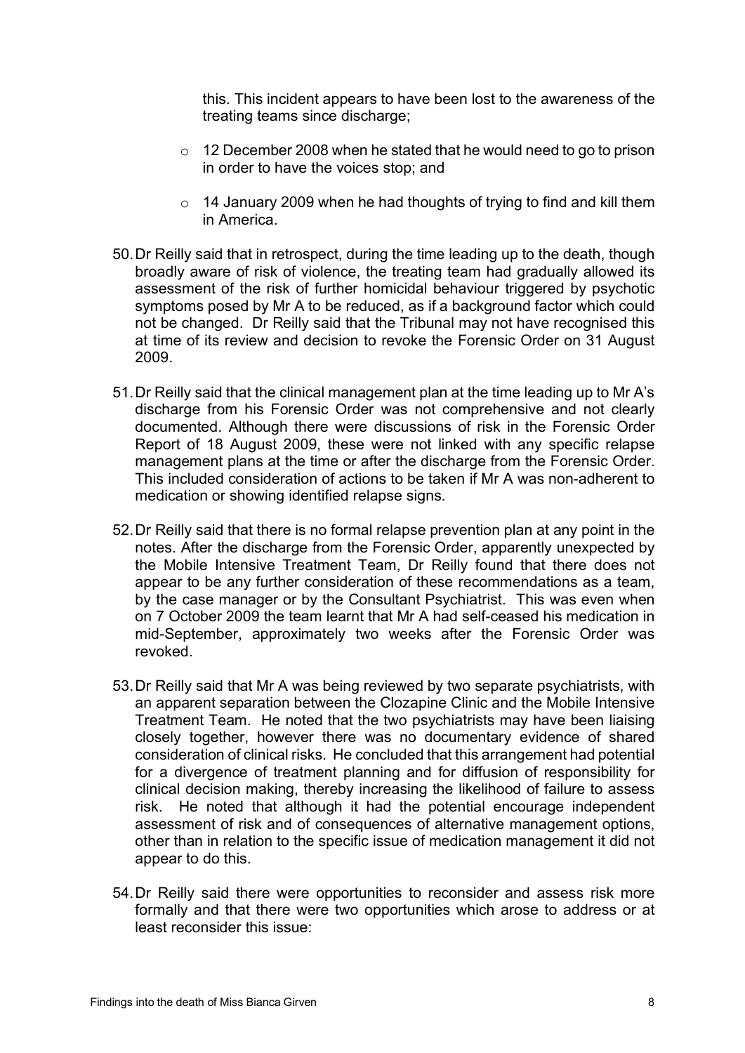this. This incident appears to have been lost to the awareness of the treating teams since discharge;

- 12 December 2008 when he stated that he would need to go to prison in order to have the voices stop; and
- 14 January 2009 when he had thoughts of trying to find and kill them in America.

50. Dr Reilly said that in retrospect, during the time leading up to the death, though broadly aware of risk of violence, the treating team had gradually allowed its assessment of the risk of further homicidal behaviour triggered by psychotic symptoms posed by Mr A to be reduced, as if a background factor which could not be changed. Dr Reilly said that the Tribunal may not have recognised this at time of its review and decision to revoke the Forensic Order on 31 August 2009.

51. Dr Reilly said that the clinical management plan at the time leading up to Mr A's discharge from his Forensic Order was not comprehensive and not clearly documented. Although there were discussions of risk in the Forensic Order Report of 18 August 2009, these were not linked with any specific relapse management plans at the time or after the discharge from the Forensic Order. This included consideration of actions to be taken if Mr A was non-adherent to medication or showing identified relapse signs.

52. Dr Reilly said that there is no formal relapse prevention plan at any point in the notes. After the discharge from the Forensic Order, apparently unexpected by the Mobile Intensive Treatment Team, Dr Reilly found that there does not appear to be any further consideration of these recommendations as a team, by the case manager or by the Consultant Psychiatrist. This was even when on 7 October 2009 the team learnt that Mr A had self-ceased his medication in mid-September, approximately two weeks after the Forensic Order was revoked.

53. Dr Reilly said that Mr A was being reviewed by two separate psychiatrists, with an apparent separation between the Clozapine Clinic and the Mobile Intensive Treatment Team. He noted that the two psychiatrists may have been liaising closely together, however there was no documentary evidence of shared consideration of clinical risks. He concluded that this arrangement had potential for a divergence of treatment planning and for diffusion of responsibility for clinical decision making, thereby increasing the likelihood of failure to assess risk. He noted that although it had the potential encourage independent assessment of risk and of consequences of alternative management options, other than in relation to the specific issue of medication management it did not appear to do this.

54. Dr Reilly said there were opportunities to reconsider and assess risk more formally and that there were two opportunities which arose to address or at least reconsider this issue: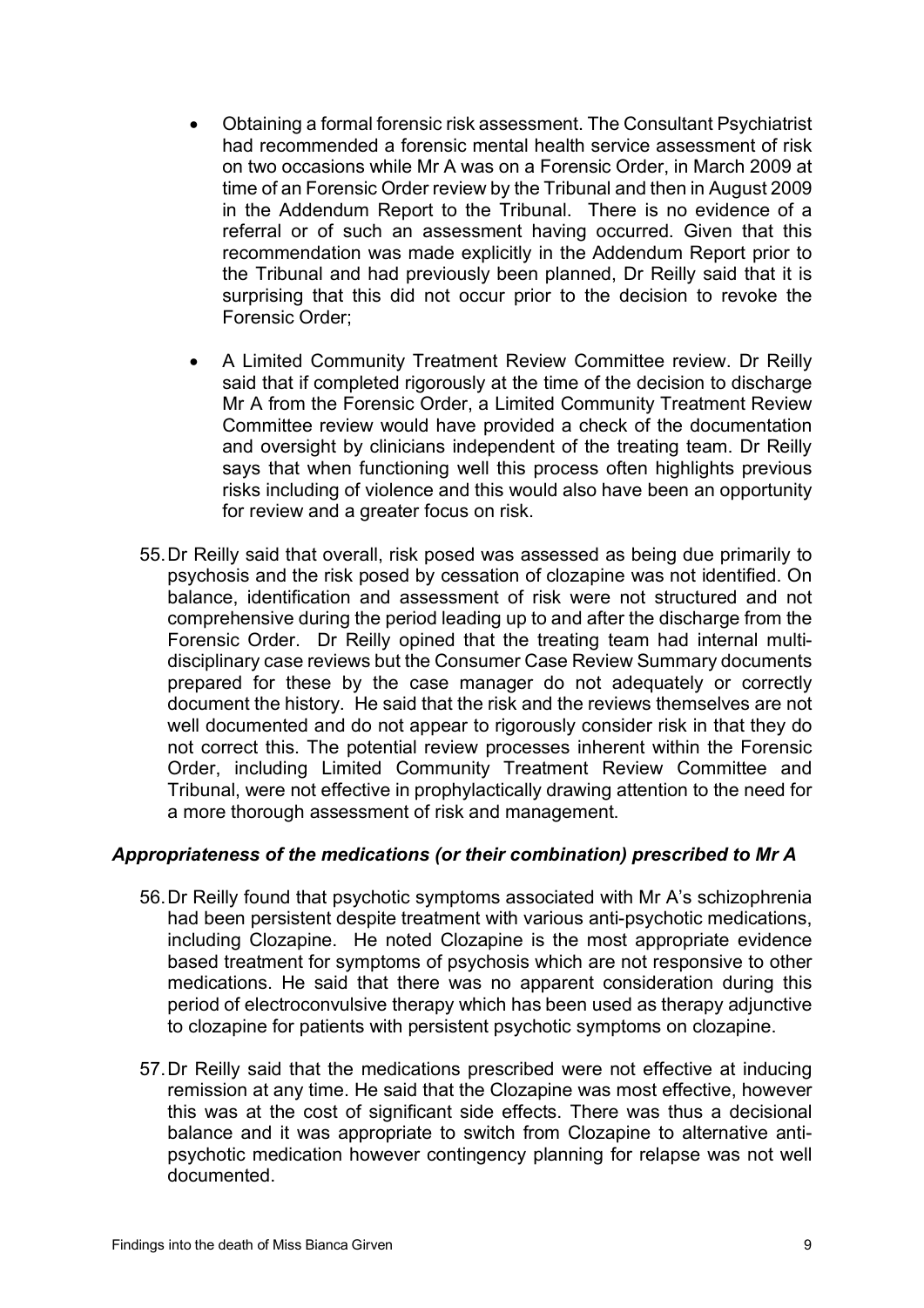- Obtaining a formal forensic risk assessment. The Consultant Psychiatrist had recommended a forensic mental health service assessment of risk on two occasions while Mr A was on a Forensic Order, in March 2009 at time of an Forensic Order review by the Tribunal and then in August 2009 in the Addendum Report to the Tribunal. There is no evidence of a referral or of such an assessment having occurred. Given that this recommendation was made explicitly in the Addendum Report prior to the Tribunal and had previously been planned, Dr Reilly said that it is surprising that this did not occur prior to the decision to revoke the Forensic Order;

- A Limited Community Treatment Review Committee review. Dr Reilly said that if completed rigorously at the time of the decision to discharge Mr A from the Forensic Order, a Limited Community Treatment Review Committee review would have provided a check of the documentation and oversight by clinicians independent of the treating team. Dr Reilly says that when functioning well this process often highlights previous risks including of violence and this would also have been an opportunity for review and a greater focus on risk.

55. Dr Reilly said that overall, risk posed was assessed as being due primarily to psychosis and the risk posed by cessation of clozapine was not identified. On balance, identification and assessment of risk were not structured and not comprehensive during the period leading up to and after the discharge from the Forensic Order. Dr Reilly opined that the treating team had internal multi-disciplinary case reviews but the Consumer Case Review Summary documents prepared for these by the case manager do not adequately or correctly document the history. He said that the risk and the reviews themselves are not well documented and do not appear to rigorously consider risk in that they do not correct this. The potential review processes inherent within the Forensic Order, including Limited Community Treatment Review Committee and Tribunal, were not effective in prophylactically drawing attention to the need for a more thorough assessment of risk and management.

### *Appropriateness of the medications (or their combination) prescribed to Mr A*

56. Dr Reilly found that psychotic symptoms associated with Mr A's schizophrenia had been persistent despite treatment with various anti-psychotic medications, including Clozapine. He noted Clozapine is the most appropriate evidence based treatment for symptoms of psychosis which are not responsive to other medications. He said that there was no apparent consideration during this period of electroconvulsive therapy which has been used as therapy adjunctive to clozapine for patients with persistent psychotic symptoms on clozapine.

57. Dr Reilly said that the medications prescribed were not effective at inducing remission at any time. He said that the Clozapine was most effective, however this was at the cost of significant side effects. There was thus a decisional balance and it was appropriate to switch from Clozapine to alternative anti-psychotic medication however contingency planning for relapse was not well documented.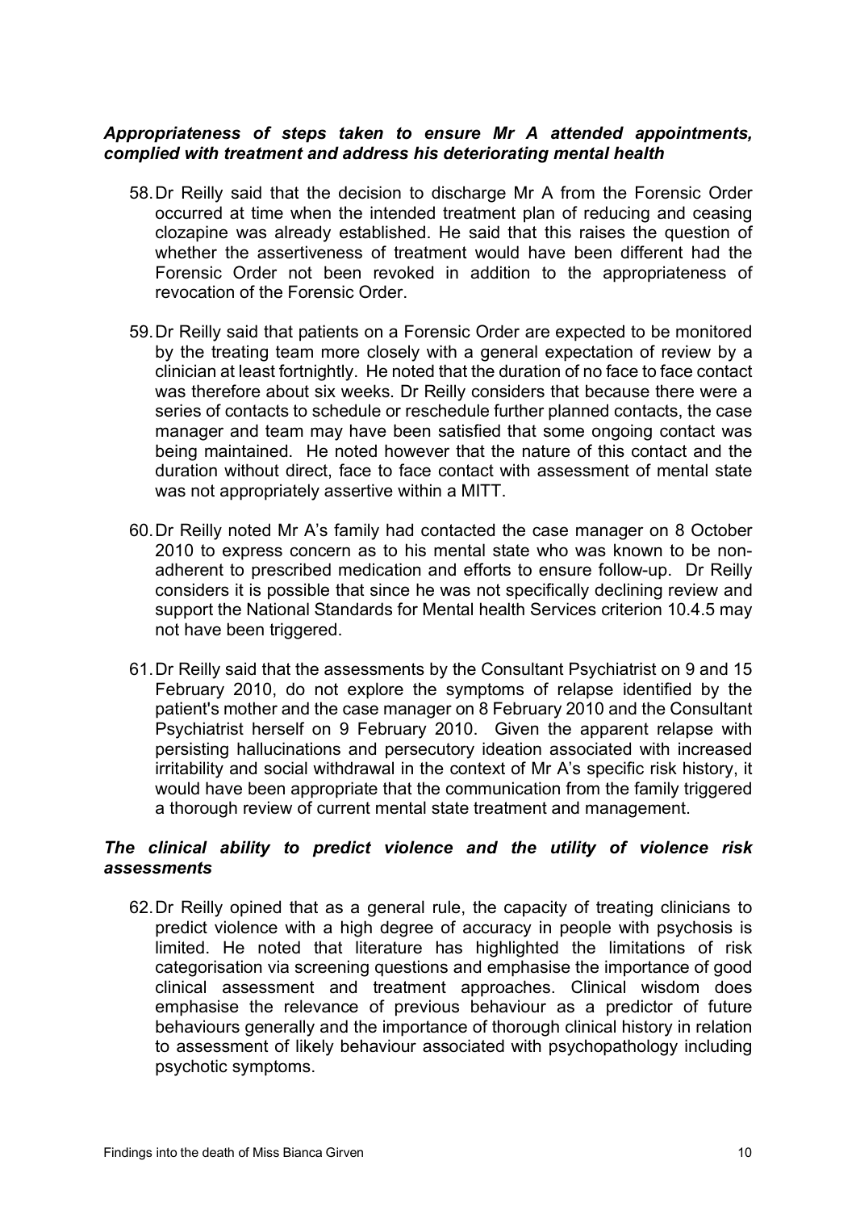### *Appropriateness of steps taken to ensure Mr A attended appointments, complied with treatment and address his deteriorating mental health*

58. Dr Reilly said that the decision to discharge Mr A from the Forensic Order occurred at time when the intended treatment plan of reducing and ceasing clozapine was already established. He said that this raises the question of whether the assertiveness of treatment would have been different had the Forensic Order not been revoked in addition to the appropriateness of revocation of the Forensic Order.

59. Dr Reilly said that patients on a Forensic Order are expected to be monitored by the treating team more closely with a general expectation of review by a clinician at least fortnightly. He noted that the duration of no face to face contact was therefore about six weeks. Dr Reilly considers that because there were a series of contacts to schedule or reschedule further planned contacts, the case manager and team may have been satisfied that some ongoing contact was being maintained. He noted however that the nature of this contact and the duration without direct, face to face contact with assessment of mental state was not appropriately assertive within a MITT.

60. Dr Reilly noted Mr A's family had contacted the case manager on 8 October 2010 to express concern as to his mental state who was known to be non-adherent to prescribed medication and efforts to ensure follow-up. Dr Reilly considers it is possible that since he was not specifically declining review and support the National Standards for Mental health Services criterion 10.4.5 may not have been triggered.

61. Dr Reilly said that the assessments by the Consultant Psychiatrist on 9 and 15 February 2010, do not explore the symptoms of relapse identified by the patient's mother and the case manager on 8 February 2010 and the Consultant Psychiatrist herself on 9 February 2010. Given the apparent relapse with persisting hallucinations and persecutory ideation associated with increased irritability and social withdrawal in the context of Mr A's specific risk history, it would have been appropriate that the communication from the family triggered a thorough review of current mental state treatment and management.

### *The clinical ability to predict violence and the utility of violence risk assessments*

62. Dr Reilly opined that as a general rule, the capacity of treating clinicians to predict violence with a high degree of accuracy in people with psychosis is limited. He noted that literature has highlighted the limitations of risk categorisation via screening questions and emphasise the importance of good clinical assessment and treatment approaches. Clinical wisdom does emphasise the relevance of previous behaviour as a predictor of future behaviours generally and the importance of thorough clinical history in relation to assessment of likely behaviour associated with psychopathology including psychotic symptoms.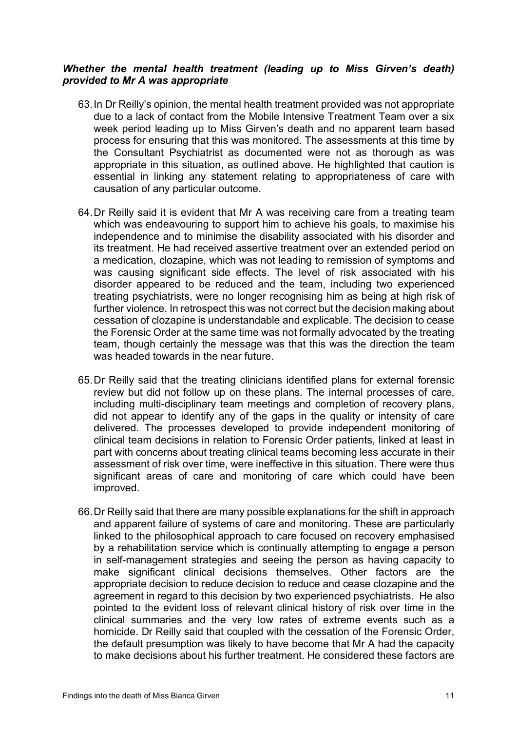***Whether the mental health treatment (leading up to Miss Girven's death) provided to Mr A was appropriate***

63. In Dr Reilly's opinion, the mental health treatment provided was not appropriate due to a lack of contact from the Mobile Intensive Treatment Team over a six week period leading up to Miss Girven's death and no apparent team based process for ensuring that this was monitored. The assessments at this time by the Consultant Psychiatrist as documented were not as thorough as was appropriate in this situation, as outlined above. He highlighted that caution is essential in linking any statement relating to appropriateness of care with causation of any particular outcome.

64. Dr Reilly said it is evident that Mr A was receiving care from a treating team which was endeavouring to support him to achieve his goals, to maximise his independence and to minimise the disability associated with his disorder and its treatment. He had received assertive treatment over an extended period on a medication, clozapine, which was not leading to remission of symptoms and was causing significant side effects. The level of risk associated with his disorder appeared to be reduced and the team, including two experienced treating psychiatrists, were no longer recognising him as being at high risk of further violence. In retrospect this was not correct but the decision making about cessation of clozapine is understandable and explicable. The decision to cease the Forensic Order at the same time was not formally advocated by the treating team, though certainly the message was that this was the direction the team was headed towards in the near future.

65. Dr Reilly said that the treating clinicians identified plans for external forensic review but did not follow up on these plans. The internal processes of care, including multi-disciplinary team meetings and completion of recovery plans, did not appear to identify any of the gaps in the quality or intensity of care delivered. The processes developed to provide independent monitoring of clinical team decisions in relation to Forensic Order patients, linked at least in part with concerns about treating clinical teams becoming less accurate in their assessment of risk over time, were ineffective in this situation. There were thus significant areas of care and monitoring of care which could have been improved.

66. Dr Reilly said that there are many possible explanations for the shift in approach and apparent failure of systems of care and monitoring. These are particularly linked to the philosophical approach to care focused on recovery emphasised by a rehabilitation service which is continually attempting to engage a person in self-management strategies and seeing the person as having capacity to make significant clinical decisions themselves. Other factors are the appropriate decision to reduce decision to reduce and cease clozapine and the agreement in regard to this decision by two experienced psychiatrists. He also pointed to the evident loss of relevant clinical history of risk over time in the clinical summaries and the very low rates of extreme events such as a homicide. Dr Reilly said that coupled with the cessation of the Forensic Order, the default presumption was likely to have become that Mr A had the capacity to make decisions about his further treatment. He considered these factors are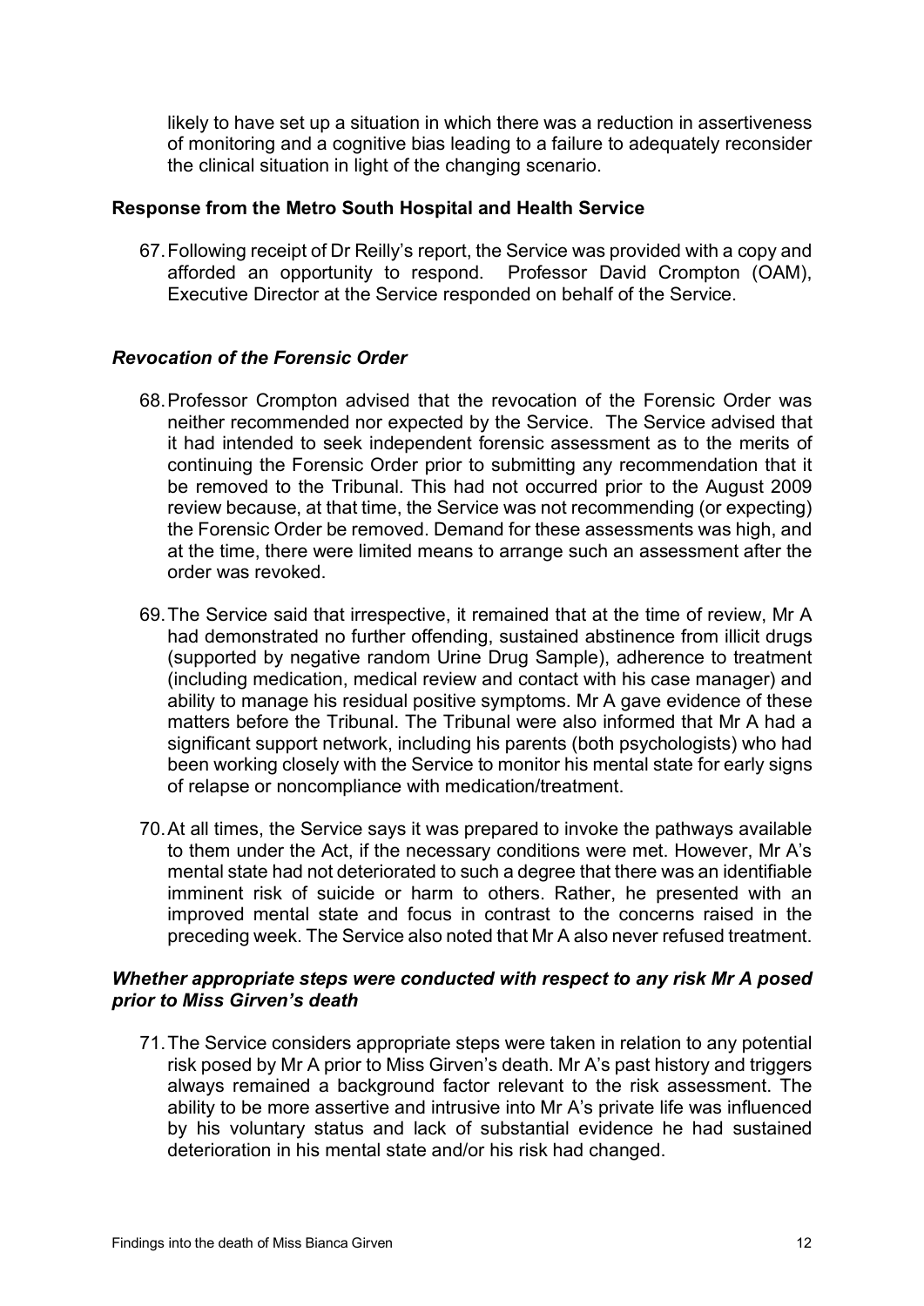likely to have set up a situation in which there was a reduction in assertiveness of monitoring and a cognitive bias leading to a failure to adequately reconsider the clinical situation in light of the changing scenario.

### Response from the Metro South Hospital and Health Service

67. Following receipt of Dr Reilly's report, the Service was provided with a copy and afforded an opportunity to respond. Professor David Crompton (OAM), Executive Director at the Service responded on behalf of the Service.

#### *Revocation of the Forensic Order*

68. Professor Crompton advised that the revocation of the Forensic Order was neither recommended nor expected by the Service. The Service advised that it had intended to seek independent forensic assessment as to the merits of continuing the Forensic Order prior to submitting any recommendation that it be removed to the Tribunal. This had not occurred prior to the August 2009 review because, at that time, the Service was not recommending (or expecting) the Forensic Order be removed. Demand for these assessments was high, and at the time, there were limited means to arrange such an assessment after the order was revoked.

69. The Service said that irrespective, it remained that at the time of review, Mr A had demonstrated no further offending, sustained abstinence from illicit drugs (supported by negative random Urine Drug Sample), adherence to treatment (including medication, medical review and contact with his case manager) and ability to manage his residual positive symptoms. Mr A gave evidence of these matters before the Tribunal. The Tribunal were also informed that Mr A had a significant support network, including his parents (both psychologists) who had been working closely with the Service to monitor his mental state for early signs of relapse or noncompliance with medication/treatment.

70. At all times, the Service says it was prepared to invoke the pathways available to them under the Act, if the necessary conditions were met. However, Mr A's mental state had not deteriorated to such a degree that there was an identifiable imminent risk of suicide or harm to others. Rather, he presented with an improved mental state and focus in contrast to the concerns raised in the preceding week. The Service also noted that Mr A also never refused treatment.

#### *Whether appropriate steps were conducted with respect to any risk Mr A posed prior to Miss Girven's death*

71. The Service considers appropriate steps were taken in relation to any potential risk posed by Mr A prior to Miss Girven's death. Mr A's past history and triggers always remained a background factor relevant to the risk assessment. The ability to be more assertive and intrusive into Mr A's private life was influenced by his voluntary status and lack of substantial evidence he had sustained deterioration in his mental state and/or his risk had changed.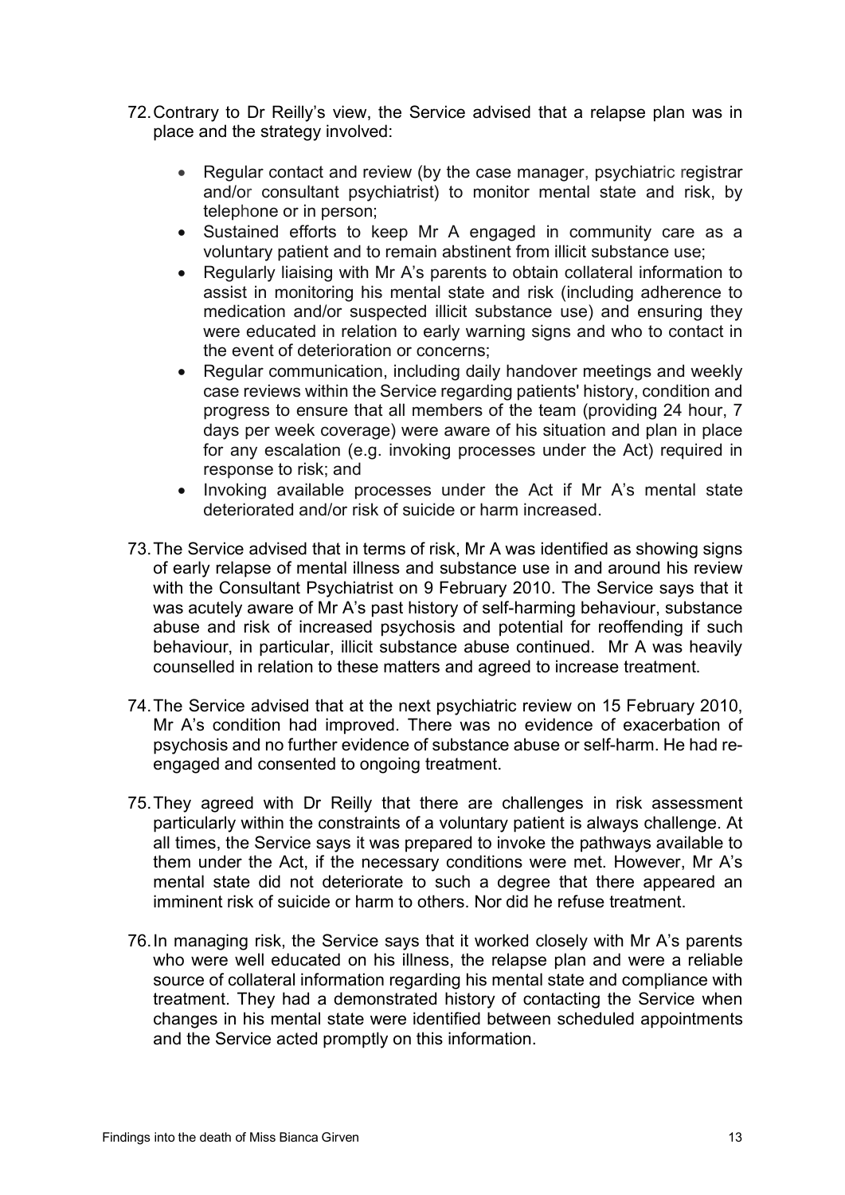72. Contrary to Dr Reilly's view, the Service advised that a relapse plan was in place and the strategy involved:

    - Regular contact and review (by the case manager, psychiatric registrar and/or consultant psychiatrist) to monitor mental state and risk, by telephone or in person;
    - Sustained efforts to keep Mr A engaged in community care as a voluntary patient and to remain abstinent from illicit substance use;
    - Regularly liaising with Mr A's parents to obtain collateral information to assist in monitoring his mental state and risk (including adherence to medication and/or suspected illicit substance use) and ensuring they were educated in relation to early warning signs and who to contact in the event of deterioration or concerns;
    - Regular communication, including daily handover meetings and weekly case reviews within the Service regarding patients' history, condition and progress to ensure that all members of the team (providing 24 hour, 7 days per week coverage) were aware of his situation and plan in place for any escalation (e.g. invoking processes under the Act) required in response to risk; and
    - Invoking available processes under the Act if Mr A's mental state deteriorated and/or risk of suicide or harm increased.

73. The Service advised that in terms of risk, Mr A was identified as showing signs of early relapse of mental illness and substance use in and around his review with the Consultant Psychiatrist on 9 February 2010. The Service says that it was acutely aware of Mr A's past history of self-harming behaviour, substance abuse and risk of increased psychosis and potential for reoffending if such behaviour, in particular, illicit substance abuse continued. Mr A was heavily counselled in relation to these matters and agreed to increase treatment.

74. The Service advised that at the next psychiatric review on 15 February 2010, Mr A's condition had improved. There was no evidence of exacerbation of psychosis and no further evidence of substance abuse or self-harm. He had re-engaged and consented to ongoing treatment.

75. They agreed with Dr Reilly that there are challenges in risk assessment particularly within the constraints of a voluntary patient is always challenge. At all times, the Service says it was prepared to invoke the pathways available to them under the Act, if the necessary conditions were met. However, Mr A's mental state did not deteriorate to such a degree that there appeared an imminent risk of suicide or harm to others. Nor did he refuse treatment.

76. In managing risk, the Service says that it worked closely with Mr A's parents who were well educated on his illness, the relapse plan and were a reliable source of collateral information regarding his mental state and compliance with treatment. They had a demonstrated history of contacting the Service when changes in his mental state were identified between scheduled appointments and the Service acted promptly on this information.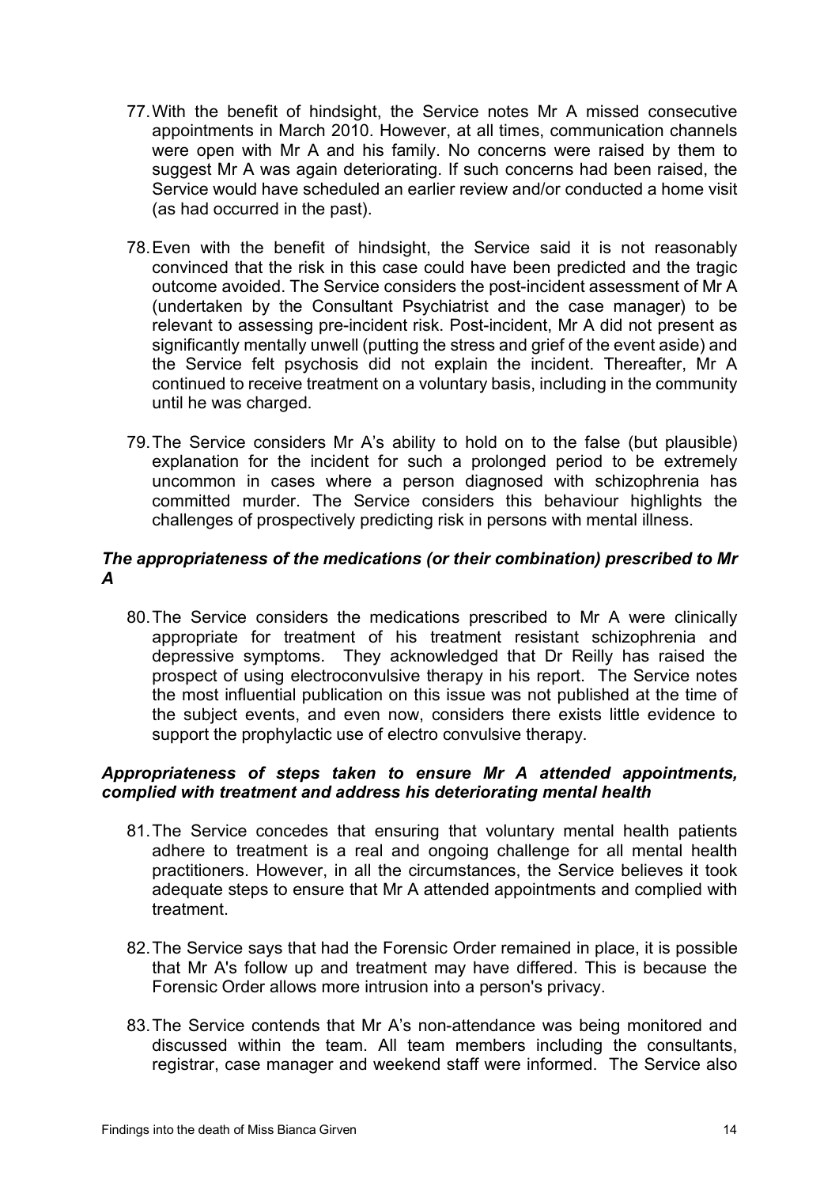77. With the benefit of hindsight, the Service notes Mr A missed consecutive appointments in March 2010. However, at all times, communication channels were open with Mr A and his family. No concerns were raised by them to suggest Mr A was again deteriorating. If such concerns had been raised, the Service would have scheduled an earlier review and/or conducted a home visit (as had occurred in the past).

78. Even with the benefit of hindsight, the Service said it is not reasonably convinced that the risk in this case could have been predicted and the tragic outcome avoided. The Service considers the post-incident assessment of Mr A (undertaken by the Consultant Psychiatrist and the case manager) to be relevant to assessing pre-incident risk. Post-incident, Mr A did not present as significantly mentally unwell (putting the stress and grief of the event aside) and the Service felt psychosis did not explain the incident. Thereafter, Mr A continued to receive treatment on a voluntary basis, including in the community until he was charged.

79. The Service considers Mr A's ability to hold on to the false (but plausible) explanation for the incident for such a prolonged period to be extremely uncommon in cases where a person diagnosed with schizophrenia has committed murder. The Service considers this behaviour highlights the challenges of prospectively predicting risk in persons with mental illness.

### *The appropriateness of the medications (or their combination) prescribed to Mr A*

80. The Service considers the medications prescribed to Mr A were clinically appropriate for treatment of his treatment resistant schizophrenia and depressive symptoms. They acknowledged that Dr Reilly has raised the prospect of using electroconvulsive therapy in his report. The Service notes the most influential publication on this issue was not published at the time of the subject events, and even now, considers there exists little evidence to support the prophylactic use of electro convulsive therapy.

### *Appropriateness of steps taken to ensure Mr A attended appointments, complied with treatment and address his deteriorating mental health*

81. The Service concedes that ensuring that voluntary mental health patients adhere to treatment is a real and ongoing challenge for all mental health practitioners. However, in all the circumstances, the Service believes it took adequate steps to ensure that Mr A attended appointments and complied with treatment.

82. The Service says that had the Forensic Order remained in place, it is possible that Mr A's follow up and treatment may have differed. This is because the Forensic Order allows more intrusion into a person's privacy.

83. The Service contends that Mr A's non-attendance was being monitored and discussed within the team. All team members including the consultants, registrar, case manager and weekend staff were informed. The Service also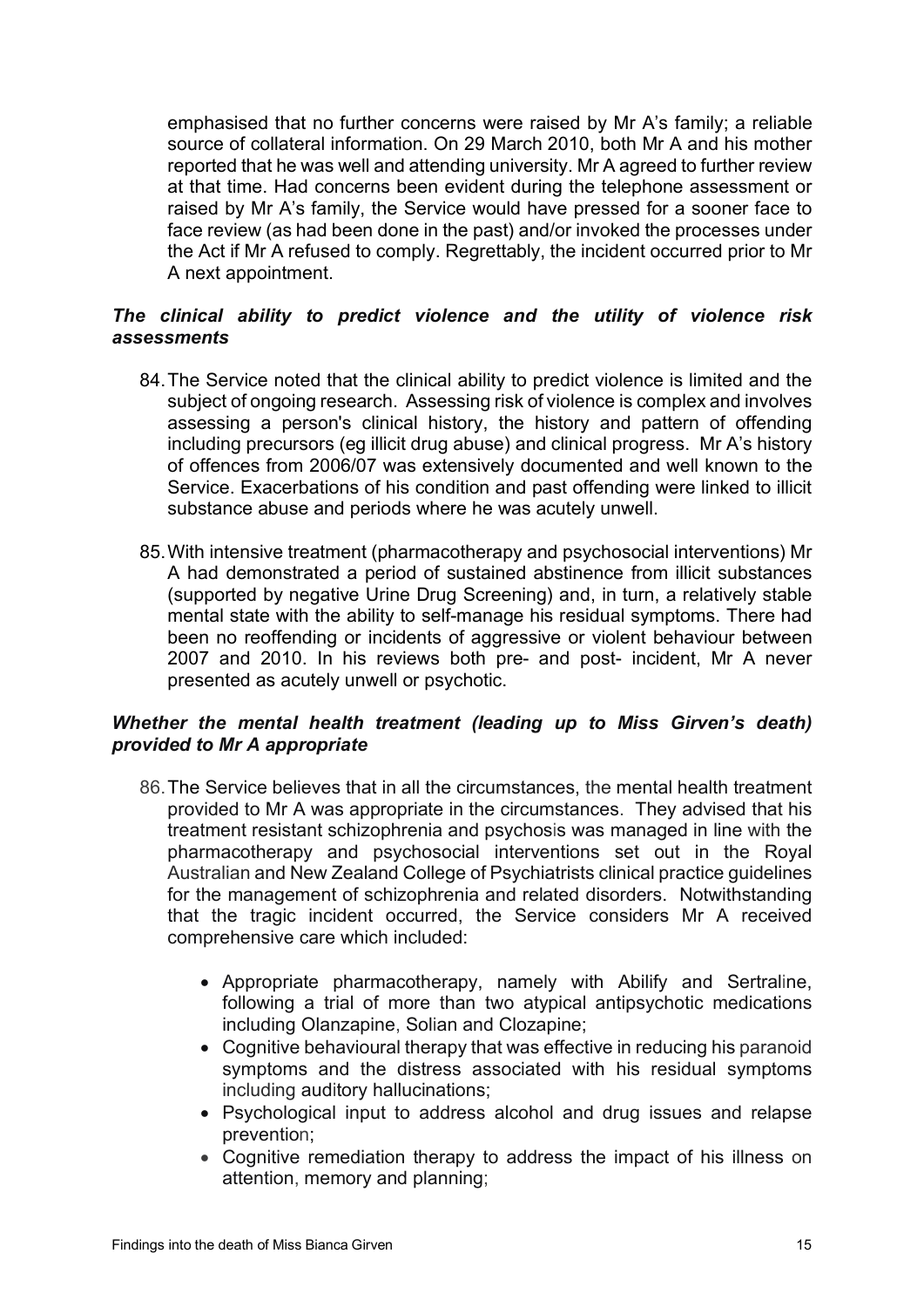emphasised that no further concerns were raised by Mr A's family; a reliable source of collateral information. On 29 March 2010, both Mr A and his mother reported that he was well and attending university. Mr A agreed to further review at that time. Had concerns been evident during the telephone assessment or raised by Mr A's family, the Service would have pressed for a sooner face to face review (as had been done in the past) and/or invoked the processes under the Act if Mr A refused to comply. Regrettably, the incident occurred prior to Mr A next appointment.

### *The clinical ability to predict violence and the utility of violence risk assessments*

84. The Service noted that the clinical ability to predict violence is limited and the subject of ongoing research. Assessing risk of violence is complex and involves assessing a person's clinical history, the history and pattern of offending including precursors (eg illicit drug abuse) and clinical progress. Mr A's history of offences from 2006/07 was extensively documented and well known to the Service. Exacerbations of his condition and past offending were linked to illicit substance abuse and periods where he was acutely unwell.

85. With intensive treatment (pharmacotherapy and psychosocial interventions) Mr A had demonstrated a period of sustained abstinence from illicit substances (supported by negative Urine Drug Screening) and, in turn, a relatively stable mental state with the ability to self-manage his residual symptoms. There had been no reoffending or incidents of aggressive or violent behaviour between 2007 and 2010. In his reviews both pre- and post- incident, Mr A never presented as acutely unwell or psychotic.

### *Whether the mental health treatment (leading up to Miss Girven's death) provided to Mr A appropriate*

86. The Service believes that in all the circumstances, the mental health treatment provided to Mr A was appropriate in the circumstances. They advised that his treatment resistant schizophrenia and psychosis was managed in line with the pharmacotherapy and psychosocial interventions set out in the Royal Australian and New Zealand College of Psychiatrists clinical practice guidelines for the management of schizophrenia and related disorders. Notwithstanding that the tragic incident occurred, the Service considers Mr A received comprehensive care which included:

    - Appropriate pharmacotherapy, namely with Abilify and Sertraline, following a trial of more than two atypical antipsychotic medications including Olanzapine, Solian and Clozapine;
    - Cognitive behavioural therapy that was effective in reducing his paranoid symptoms and the distress associated with his residual symptoms including auditory hallucinations;
    - Psychological input to address alcohol and drug issues and relapse prevention;
    - Cognitive remediation therapy to address the impact of his illness on attention, memory and planning;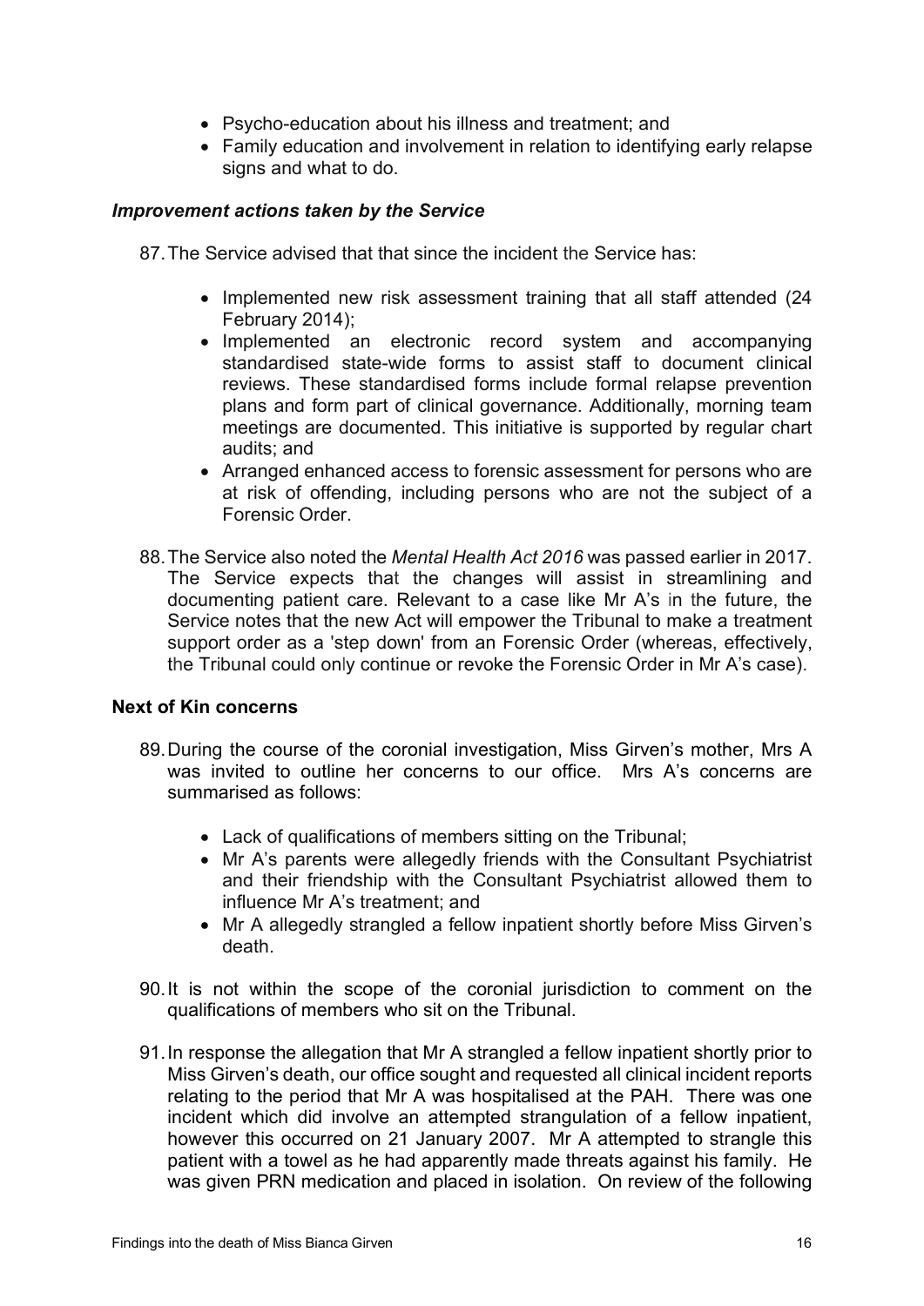- Psycho-education about his illness and treatment; and
- Family education and involvement in relation to identifying early relapse signs and what to do.

### *Improvement actions taken by the Service*

87. The Service advised that that since the incident the Service has:

    - Implemented new risk assessment training that all staff attended (24 February 2014);
    - Implemented an electronic record system and accompanying standardised state-wide forms to assist staff to document clinical reviews. These standardised forms include formal relapse prevention plans and form part of clinical governance. Additionally, morning team meetings are documented. This initiative is supported by regular chart audits; and
    - Arranged enhanced access to forensic assessment for persons who are at risk of offending, including persons who are not the subject of a Forensic Order.

88. The Service also noted the *Mental Health Act 2016* was passed earlier in 2017. The Service expects that the changes will assist in streamlining and documenting patient care. Relevant to a case like Mr A's in the future, the Service notes that the new Act will empower the Tribunal to make a treatment support order as a 'step down' from an Forensic Order (whereas, effectively, the Tribunal could only continue or revoke the Forensic Order in Mr A's case).

### Next of Kin concerns

89. During the course of the coronial investigation, Miss Girven's mother, Mrs A was invited to outline her concerns to our office. Mrs A's concerns are summarised as follows:

    - Lack of qualifications of members sitting on the Tribunal;
    - Mr A's parents were allegedly friends with the Consultant Psychiatrist and their friendship with the Consultant Psychiatrist allowed them to influence Mr A's treatment; and
    - Mr A allegedly strangled a fellow inpatient shortly before Miss Girven's death.

90. It is not within the scope of the coronial jurisdiction to comment on the qualifications of members who sit on the Tribunal.

91. In response the allegation that Mr A strangled a fellow inpatient shortly prior to Miss Girven's death, our office sought and requested all clinical incident reports relating to the period that Mr A was hospitalised at the PAH. There was one incident which did involve an attempted strangulation of a fellow inpatient, however this occurred on 21 January 2007. Mr A attempted to strangle this patient with a towel as he had apparently made threats against his family. He was given PRN medication and placed in isolation. On review of the following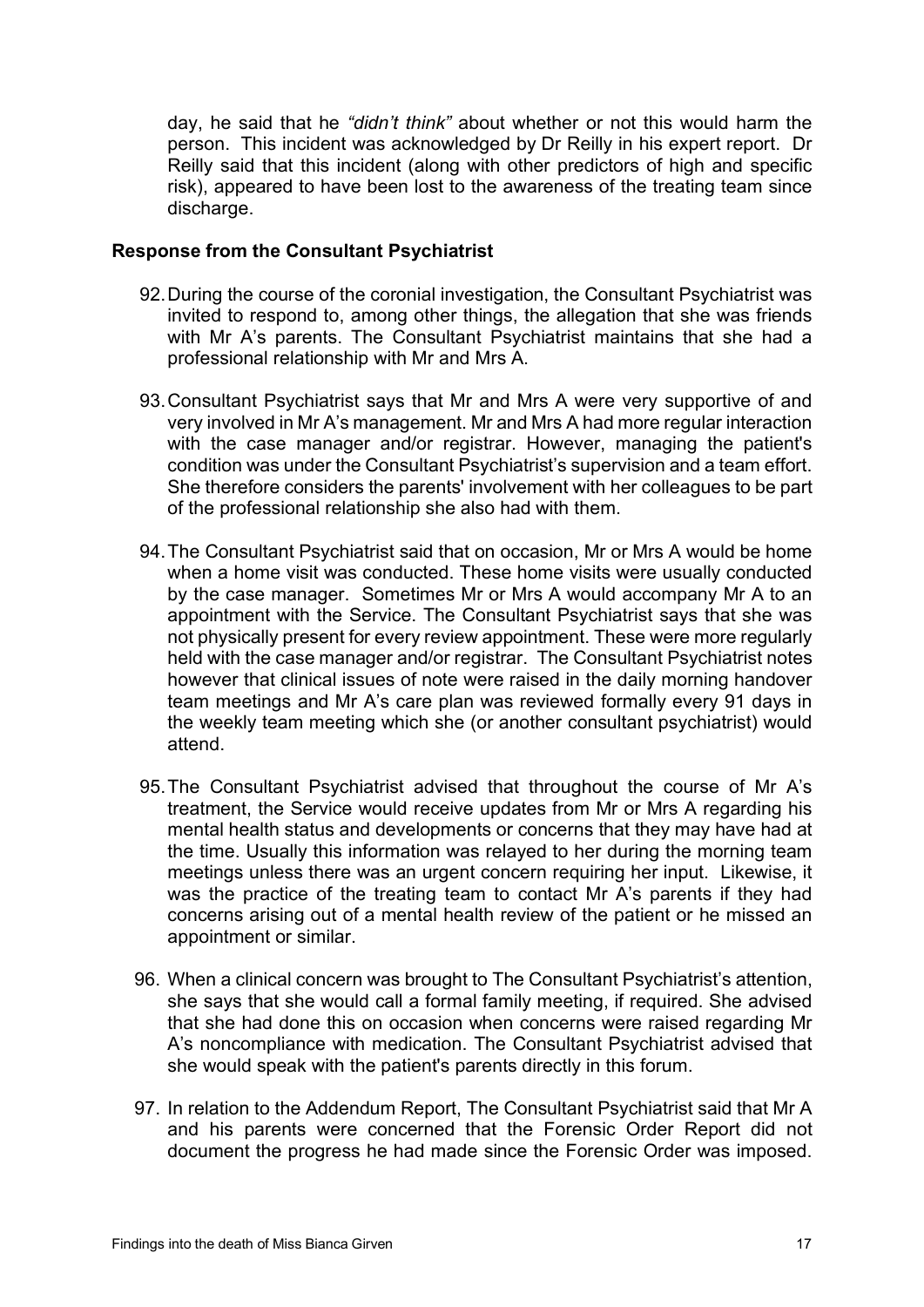day, he said that he *"didn't think"* about whether or not this would harm the person. This incident was acknowledged by Dr Reilly in his expert report. Dr Reilly said that this incident (along with other predictors of high and specific risk), appeared to have been lost to the awareness of the treating team since discharge.

**Response from the Consultant Psychiatrist**

92. During the course of the coronial investigation, the Consultant Psychiatrist was invited to respond to, among other things, the allegation that she was friends with Mr A's parents. The Consultant Psychiatrist maintains that she had a professional relationship with Mr and Mrs A.

93. Consultant Psychiatrist says that Mr and Mrs A were very supportive of and very involved in Mr A's management. Mr and Mrs A had more regular interaction with the case manager and/or registrar. However, managing the patient's condition was under the Consultant Psychiatrist's supervision and a team effort. She therefore considers the parents' involvement with her colleagues to be part of the professional relationship she also had with them.

94. The Consultant Psychiatrist said that on occasion, Mr or Mrs A would be home when a home visit was conducted. These home visits were usually conducted by the case manager. Sometimes Mr or Mrs A would accompany Mr A to an appointment with the Service. The Consultant Psychiatrist says that she was not physically present for every review appointment. These were more regularly held with the case manager and/or registrar. The Consultant Psychiatrist notes however that clinical issues of note were raised in the daily morning handover team meetings and Mr A's care plan was reviewed formally every 91 days in the weekly team meeting which she (or another consultant psychiatrist) would attend.

95. The Consultant Psychiatrist advised that throughout the course of Mr A's treatment, the Service would receive updates from Mr or Mrs A regarding his mental health status and developments or concerns that they may have had at the time. Usually this information was relayed to her during the morning team meetings unless there was an urgent concern requiring her input. Likewise, it was the practice of the treating team to contact Mr A's parents if they had concerns arising out of a mental health review of the patient or he missed an appointment or similar.

96. When a clinical concern was brought to The Consultant Psychiatrist's attention, she says that she would call a formal family meeting, if required. She advised that she had done this on occasion when concerns were raised regarding Mr A's noncompliance with medication. The Consultant Psychiatrist advised that she would speak with the patient's parents directly in this forum.

97. In relation to the Addendum Report, The Consultant Psychiatrist said that Mr A and his parents were concerned that the Forensic Order Report did not document the progress he had made since the Forensic Order was imposed.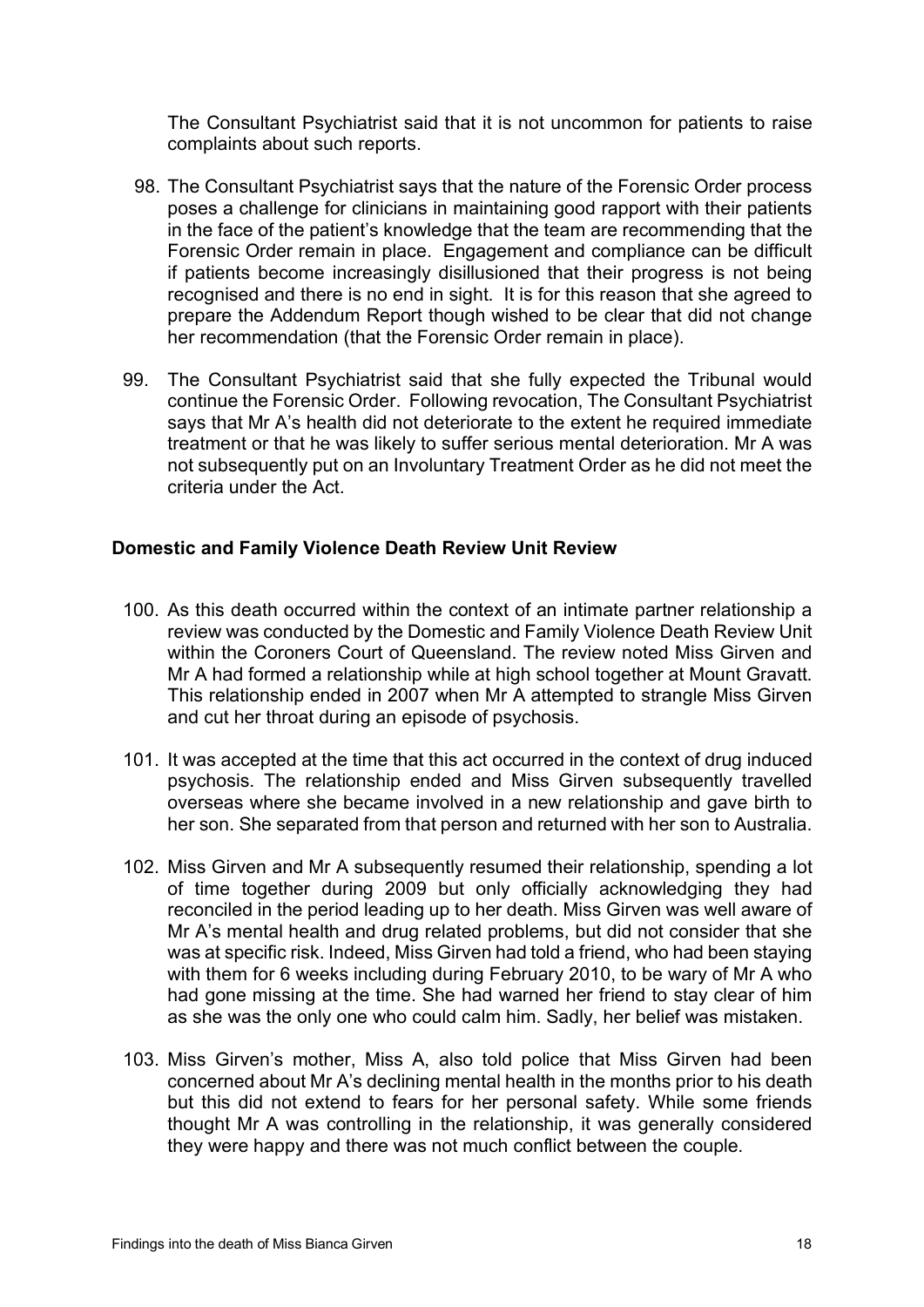The Consultant Psychiatrist said that it is not uncommon for patients to raise complaints about such reports.

98. The Consultant Psychiatrist says that the nature of the Forensic Order process poses a challenge for clinicians in maintaining good rapport with their patients in the face of the patient's knowledge that the team are recommending that the Forensic Order remain in place. Engagement and compliance can be difficult if patients become increasingly disillusioned that their progress is not being recognised and there is no end in sight. It is for this reason that she agreed to prepare the Addendum Report though wished to be clear that did not change her recommendation (that the Forensic Order remain in place).

99. The Consultant Psychiatrist said that she fully expected the Tribunal would continue the Forensic Order. Following revocation, The Consultant Psychiatrist says that Mr A's health did not deteriorate to the extent he required immediate treatment or that he was likely to suffer serious mental deterioration. Mr A was not subsequently put on an Involuntary Treatment Order as he did not meet the criteria under the Act.

**Domestic and Family Violence Death Review Unit Review**

100. As this death occurred within the context of an intimate partner relationship a review was conducted by the Domestic and Family Violence Death Review Unit within the Coroners Court of Queensland. The review noted Miss Girven and Mr A had formed a relationship while at high school together at Mount Gravatt. This relationship ended in 2007 when Mr A attempted to strangle Miss Girven and cut her throat during an episode of psychosis.

101. It was accepted at the time that this act occurred in the context of drug induced psychosis. The relationship ended and Miss Girven subsequently travelled overseas where she became involved in a new relationship and gave birth to her son. She separated from that person and returned with her son to Australia.

102. Miss Girven and Mr A subsequently resumed their relationship, spending a lot of time together during 2009 but only officially acknowledging they had reconciled in the period leading up to her death. Miss Girven was well aware of Mr A's mental health and drug related problems, but did not consider that she was at specific risk. Indeed, Miss Girven had told a friend, who had been staying with them for 6 weeks including during February 2010, to be wary of Mr A who had gone missing at the time. She had warned her friend to stay clear of him as she was the only one who could calm him. Sadly, her belief was mistaken.

103. Miss Girven's mother, Miss A, also told police that Miss Girven had been concerned about Mr A's declining mental health in the months prior to his death but this did not extend to fears for her personal safety. While some friends thought Mr A was controlling in the relationship, it was generally considered they were happy and there was not much conflict between the couple.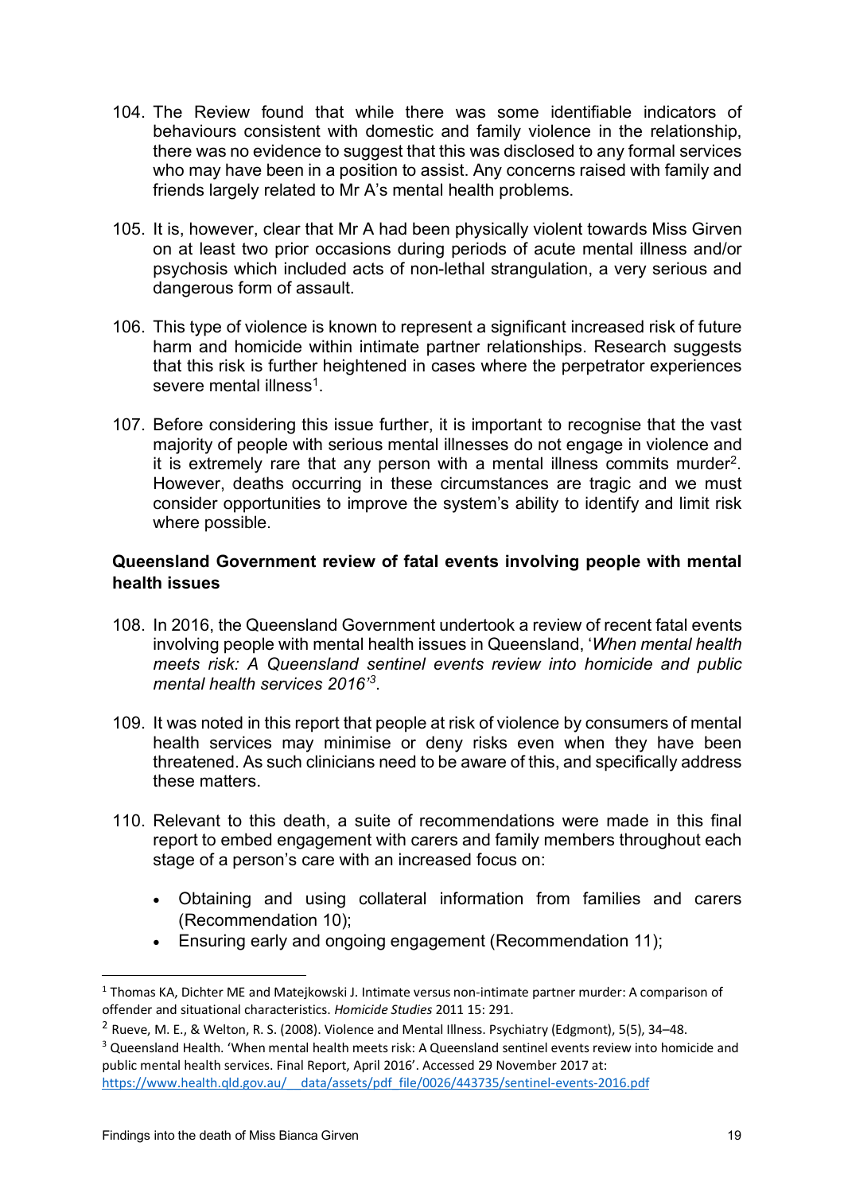104. The Review found that while there was some identifiable indicators of behaviours consistent with domestic and family violence in the relationship, there was no evidence to suggest that this was disclosed to any formal services who may have been in a position to assist. Any concerns raised with family and friends largely related to Mr A's mental health problems.

105. It is, however, clear that Mr A had been physically violent towards Miss Girven on at least two prior occasions during periods of acute mental illness and/or psychosis which included acts of non-lethal strangulation, a very serious and dangerous form of assault.

106. This type of violence is known to represent a significant increased risk of future harm and homicide within intimate partner relationships. Research suggests that this risk is further heightened in cases where the perpetrator experiences severe mental illness[1].

107. Before considering this issue further, it is important to recognise that the vast majority of people with serious mental illnesses do not engage in violence and it is extremely rare that any person with a mental illness commits murder[2]. However, deaths occurring in these circumstances are tragic and we must consider opportunities to improve the system's ability to identify and limit risk where possible.

**Queensland Government review of fatal events involving people with mental health issues**

108. In 2016, the Queensland Government undertook a review of recent fatal events involving people with mental health issues in Queensland, '*When mental health meets risk: A Queensland sentinel events review into homicide and public mental health services 2016'*[3].

109. It was noted in this report that people at risk of violence by consumers of mental health services may minimise or deny risks even when they have been threatened. As such clinicians need to be aware of this, and specifically address these matters.

110. Relevant to this death, a suite of recommendations were made in this final report to embed engagement with carers and family members throughout each stage of a person's care with an increased focus on:

- Obtaining and using collateral information from families and carers (Recommendation 10);
- Ensuring early and ongoing engagement (Recommendation 11);

---

[1] Thomas KA, Dichter ME and Matejkowski J. Intimate versus non-intimate partner murder: A comparison of offender and situational characteristics. *Homicide Studies* 2011 15: 291.

[2] Rueve, M. E., & Welton, R. S. (2008). Violence and Mental Illness. Psychiatry (Edgmont), 5(5), 34–48.

[3] Queensland Health. 'When mental health meets risk: A Queensland sentinel events review into homicide and public mental health services. Final Report, April 2016'. Accessed 29 November 2017 at: https://www.health.qld.gov.au/__data/assets/pdf_file/0026/443735/sentinel-events-2016.pdf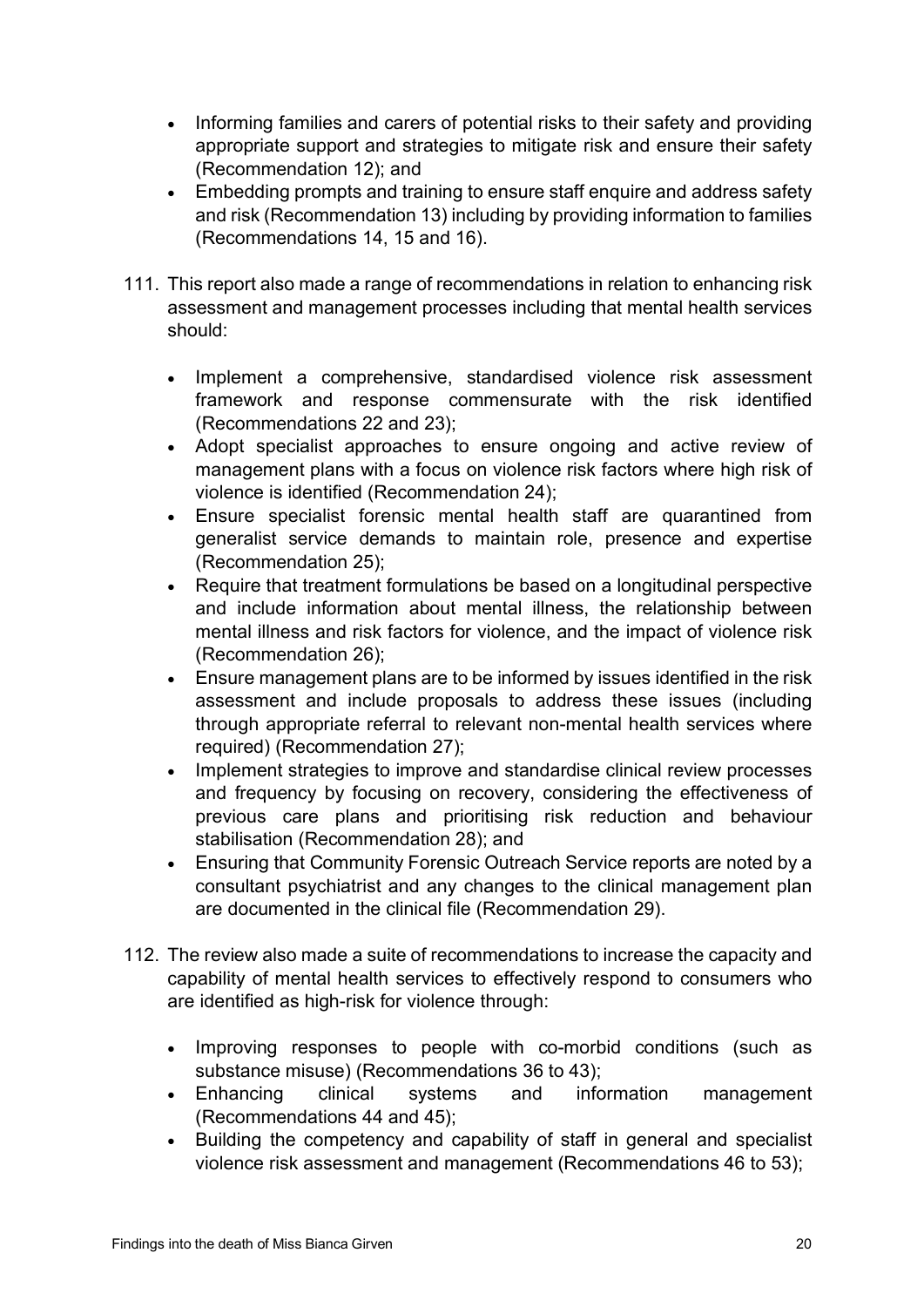- Informing families and carers of potential risks to their safety and providing appropriate support and strategies to mitigate risk and ensure their safety (Recommendation 12); and
- Embedding prompts and training to ensure staff enquire and address safety and risk (Recommendation 13) including by providing information to families (Recommendations 14, 15 and 16).

111. This report also made a range of recommendations in relation to enhancing risk assessment and management processes including that mental health services should:

    - Implement a comprehensive, standardised violence risk assessment framework and response commensurate with the risk identified (Recommendations 22 and 23);
    - Adopt specialist approaches to ensure ongoing and active review of management plans with a focus on violence risk factors where high risk of violence is identified (Recommendation 24);
    - Ensure specialist forensic mental health staff are quarantined from generalist service demands to maintain role, presence and expertise (Recommendation 25);
    - Require that treatment formulations be based on a longitudinal perspective and include information about mental illness, the relationship between mental illness and risk factors for violence, and the impact of violence risk (Recommendation 26);
    - Ensure management plans are to be informed by issues identified in the risk assessment and include proposals to address these issues (including through appropriate referral to relevant non-mental health services where required) (Recommendation 27);
    - Implement strategies to improve and standardise clinical review processes and frequency by focusing on recovery, considering the effectiveness of previous care plans and prioritising risk reduction and behaviour stabilisation (Recommendation 28); and
    - Ensuring that Community Forensic Outreach Service reports are noted by a consultant psychiatrist and any changes to the clinical management plan are documented in the clinical file (Recommendation 29).

112. The review also made a suite of recommendations to increase the capacity and capability of mental health services to effectively respond to consumers who are identified as high-risk for violence through:

    - Improving responses to people with co-morbid conditions (such as substance misuse) (Recommendations 36 to 43);
    - Enhancing clinical systems and information management (Recommendations 44 and 45);
    - Building the competency and capability of staff in general and specialist violence risk assessment and management (Recommendations 46 to 53);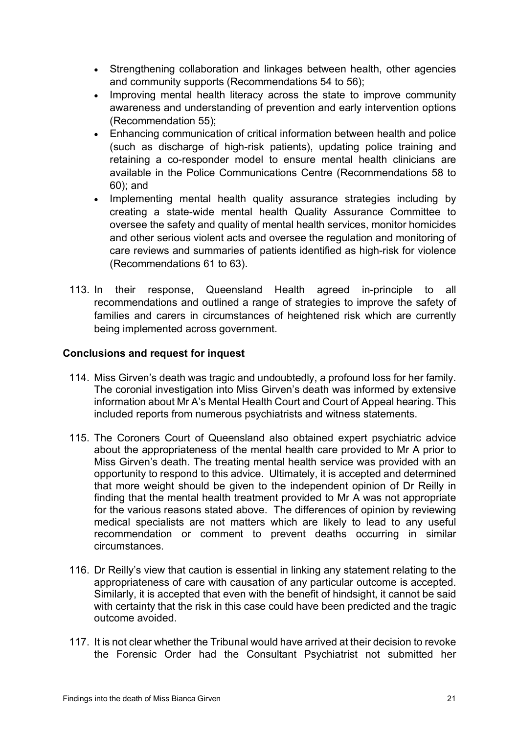- Strengthening collaboration and linkages between health, other agencies and community supports (Recommendations 54 to 56);
- Improving mental health literacy across the state to improve community awareness and understanding of prevention and early intervention options (Recommendation 55);
- Enhancing communication of critical information between health and police (such as discharge of high-risk patients), updating police training and retaining a co-responder model to ensure mental health clinicians are available in the Police Communications Centre (Recommendations 58 to 60); and
- Implementing mental health quality assurance strategies including by creating a state-wide mental health Quality Assurance Committee to oversee the safety and quality of mental health services, monitor homicides and other serious violent acts and oversee the regulation and monitoring of care reviews and summaries of patients identified as high-risk for violence (Recommendations 61 to 63).

113. In their response, Queensland Health agreed in-principle to all recommendations and outlined a range of strategies to improve the safety of families and carers in circumstances of heightened risk which are currently being implemented across government.

**Conclusions and request for inquest**

114. Miss Girven's death was tragic and undoubtedly, a profound loss for her family. The coronial investigation into Miss Girven's death was informed by extensive information about Mr A's Mental Health Court and Court of Appeal hearing. This included reports from numerous psychiatrists and witness statements.

115. The Coroners Court of Queensland also obtained expert psychiatric advice about the appropriateness of the mental health care provided to Mr A prior to Miss Girven's death. The treating mental health service was provided with an opportunity to respond to this advice. Ultimately, it is accepted and determined that more weight should be given to the independent opinion of Dr Reilly in finding that the mental health treatment provided to Mr A was not appropriate for the various reasons stated above. The differences of opinion by reviewing medical specialists are not matters which are likely to lead to any useful recommendation or comment to prevent deaths occurring in similar circumstances.

116. Dr Reilly's view that caution is essential in linking any statement relating to the appropriateness of care with causation of any particular outcome is accepted. Similarly, it is accepted that even with the benefit of hindsight, it cannot be said with certainty that the risk in this case could have been predicted and the tragic outcome avoided.

117. It is not clear whether the Tribunal would have arrived at their decision to revoke the Forensic Order had the Consultant Psychiatrist not submitted her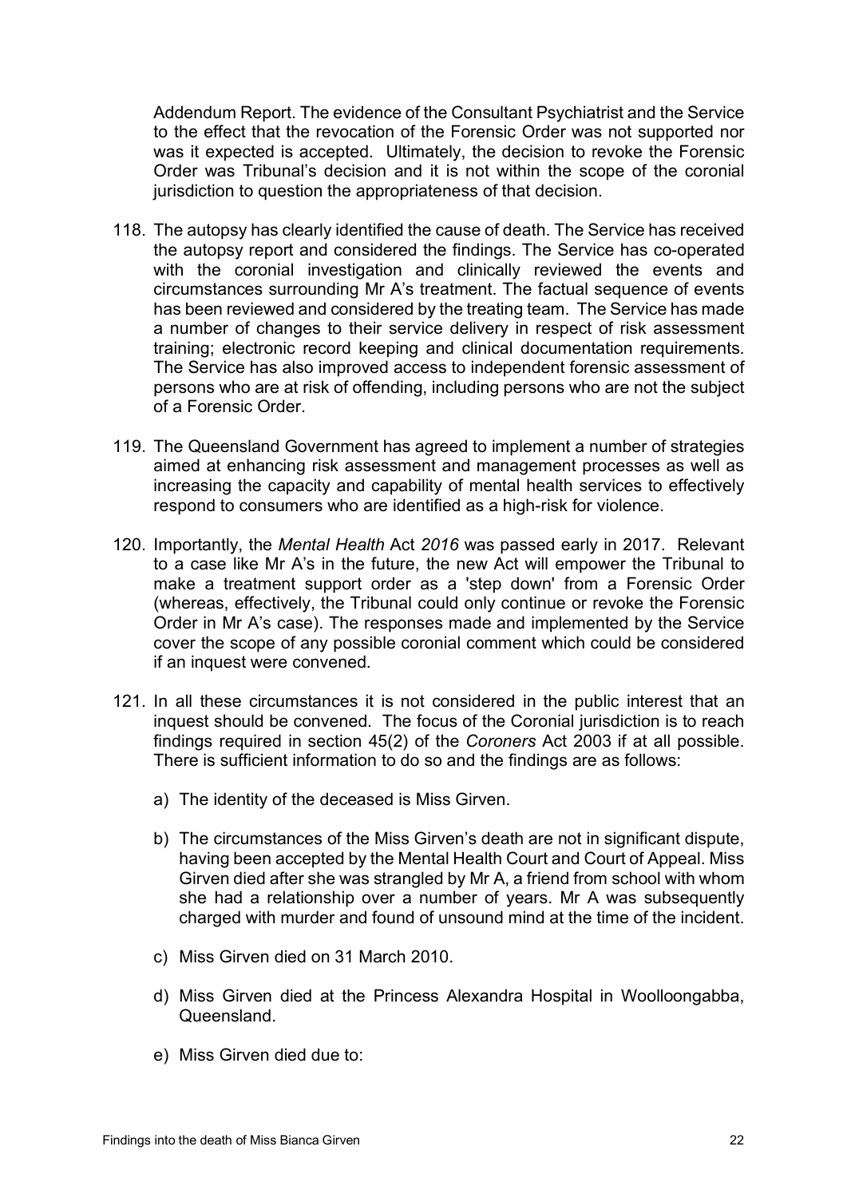Addendum Report. The evidence of the Consultant Psychiatrist and the Service to the effect that the revocation of the Forensic Order was not supported nor was it expected is accepted. Ultimately, the decision to revoke the Forensic Order was Tribunal's decision and it is not within the scope of the coronial jurisdiction to question the appropriateness of that decision.

118. The autopsy has clearly identified the cause of death. The Service has received the autopsy report and considered the findings. The Service has co-operated with the coronial investigation and clinically reviewed the events and circumstances surrounding Mr A's treatment. The factual sequence of events has been reviewed and considered by the treating team. The Service has made a number of changes to their service delivery in respect of risk assessment training; electronic record keeping and clinical documentation requirements. The Service has also improved access to independent forensic assessment of persons who are at risk of offending, including persons who are not the subject of a Forensic Order.

119. The Queensland Government has agreed to implement a number of strategies aimed at enhancing risk assessment and management processes as well as increasing the capacity and capability of mental health services to effectively respond to consumers who are identified as a high-risk for violence.

120. Importantly, the *Mental Health* Act *2016* was passed early in 2017. Relevant to a case like Mr A's in the future, the new Act will empower the Tribunal to make a treatment support order as a 'step down' from a Forensic Order (whereas, effectively, the Tribunal could only continue or revoke the Forensic Order in Mr A's case). The responses made and implemented by the Service cover the scope of any possible coronial comment which could be considered if an inquest were convened.

121. In all these circumstances it is not considered in the public interest that an inquest should be convened. The focus of the Coronial jurisdiction is to reach findings required in section 45(2) of the *Coroners* Act 2003 if at all possible. There is sufficient information to do so and the findings are as follows:

    a) The identity of the deceased is Miss Girven.

    b) The circumstances of the Miss Girven's death are not in significant dispute, having been accepted by the Mental Health Court and Court of Appeal. Miss Girven died after she was strangled by Mr A, a friend from school with whom she had a relationship over a number of years. Mr A was subsequently charged with murder and found of unsound mind at the time of the incident.

    c) Miss Girven died on 31 March 2010.

    d) Miss Girven died at the Princess Alexandra Hospital in Woolloongabba, Queensland.

    e) Miss Girven died due to: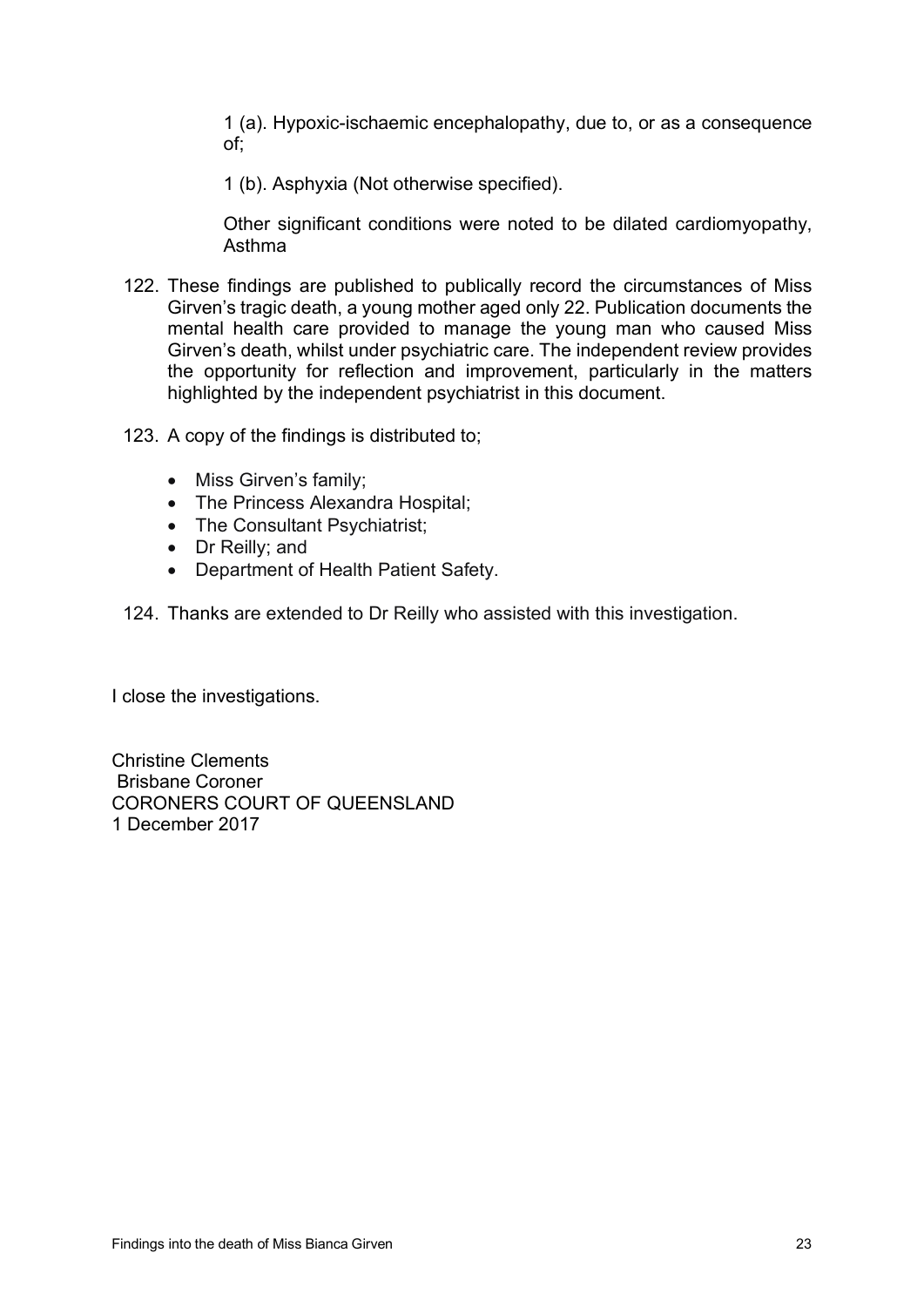1 (a). Hypoxic-ischaemic encephalopathy, due to, or as a consequence of;

1 (b). Asphyxia (Not otherwise specified).

Other significant conditions were noted to be dilated cardiomyopathy, Asthma

122. These findings are published to publically record the circumstances of Miss Girven's tragic death, a young mother aged only 22. Publication documents the mental health care provided to manage the young man who caused Miss Girven's death, whilst under psychiatric care. The independent review provides the opportunity for reflection and improvement, particularly in the matters highlighted by the independent psychiatrist in this document.

123. A copy of the findings is distributed to;

- Miss Girven's family;
- The Princess Alexandra Hospital;
- The Consultant Psychiatrist;
- Dr Reilly; and
- Department of Health Patient Safety.

124. Thanks are extended to Dr Reilly who assisted with this investigation.

I close the investigations.

Christine Clements  
Brisbane Coroner  
CORONERS COURT OF QUEENSLAND  
1 December 2017